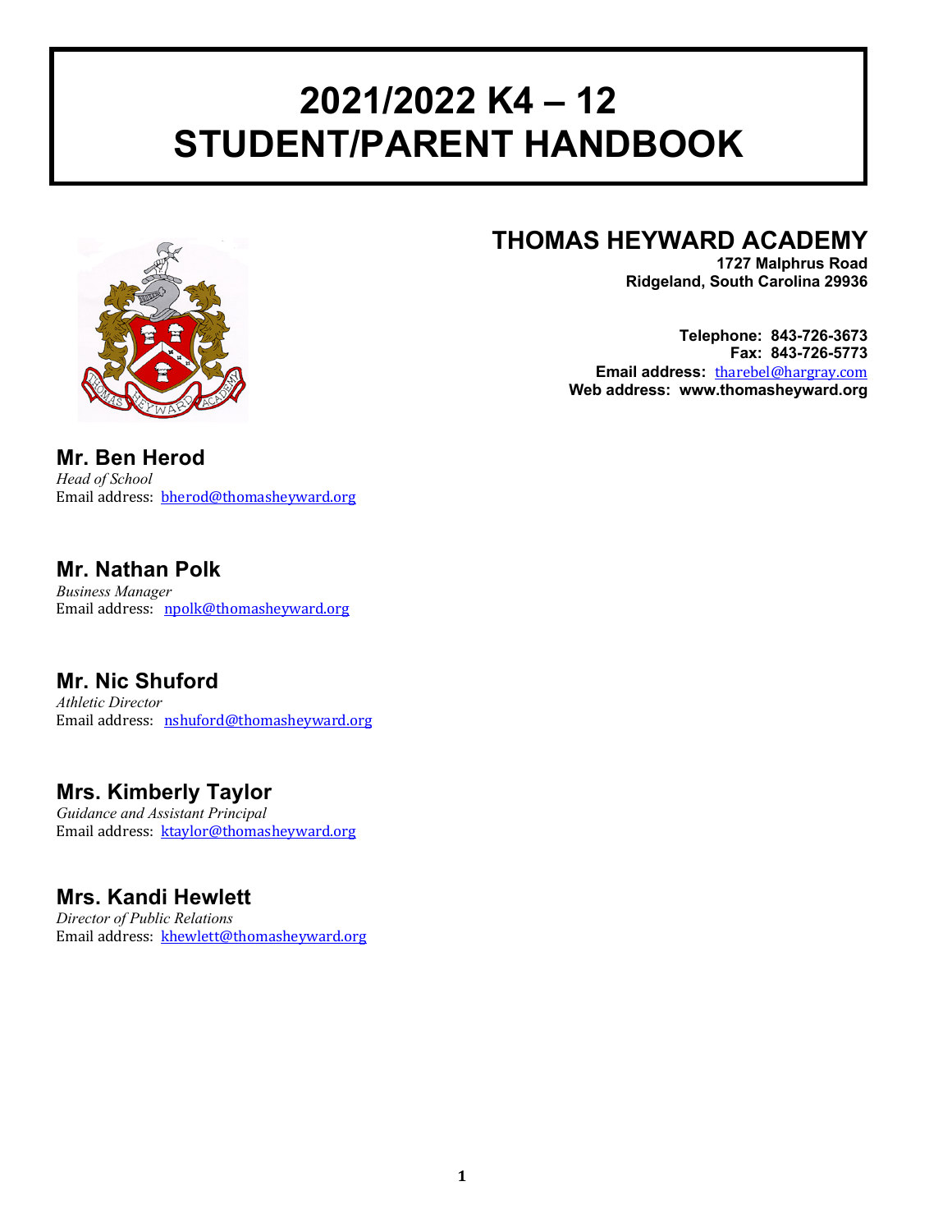# 2021/2022 K4 – 12 STUDENT/PARENT HANDBOOK

## THOMAS HEYWARD ACADEMY

**1727 Malphrus Road**
**Ridgeland, South Carolina 29936**

**Telephone: 843-726-3673**
**Fax: 843-726-5773**
**Email address:** tharebel@hargray.com
**Web address: www.thomasheyward.org**

### Mr. Ben Herod
*Head of School*
Email address: bherod@thomasheyward.org

### Mr. Nathan Polk
*Business Manager*
Email address: npolk@thomasheyward.org

### Mr. Nic Shuford
*Athletic Director*
Email address: nshuford@thomasheyward.org

### Mrs. Kimberly Taylor
*Guidance and Assistant Principal*
Email address: ktaylor@thomasheyward.org

### Mrs. Kandi Hewlett
*Director of Public Relations*
Email address: khewlett@thomasheyward.org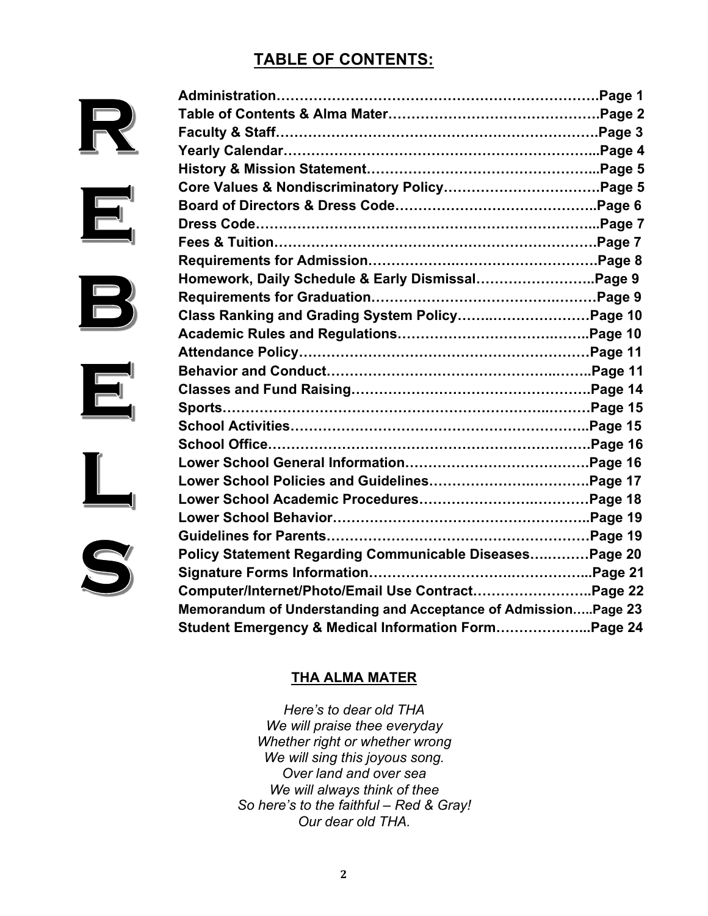## TABLE OF CONTENTS:

R E B E L S

| Section | Page |
|---|---|
| Administration | Page 1 |
| Table of Contents & Alma Mater | Page 2 |
| Faculty & Staff | Page 3 |
| Yearly Calendar | Page 4 |
| History & Mission Statement | Page 5 |
| Core Values & Nondiscriminatory Policy | Page 5 |
| Board of Directors & Dress Code | Page 6 |
| Dress Code | Page 7 |
| Fees & Tuition | Page 7 |
| Requirements for Admission | Page 8 |
| Homework, Daily Schedule & Early Dismissal | Page 9 |
| Requirements for Graduation | Page 9 |
| Class Ranking and Grading System Policy | Page 10 |
| Academic Rules and Regulations | Page 10 |
| Attendance Policy | Page 11 |
| Behavior and Conduct | Page 11 |
| Classes and Fund Raising | Page 14 |
| Sports | Page 15 |
| School Activities | Page 15 |
| School Office | Page 16 |
| Lower School General Information | Page 16 |
| Lower School Policies and Guidelines | Page 17 |
| Lower School Academic Procedures | Page 18 |
| Lower School Behavior | Page 19 |
| Guidelines for Parents | Page 19 |
| Policy Statement Regarding Communicable Diseases | Page 20 |
| Signature Forms Information | Page 21 |
| Computer/Internet/Photo/Email Use Contract | Page 22 |
| Memorandum of Understanding and Acceptance of Admission | Page 23 |
| Student Emergency & Medical Information Form | Page 24 |

### THA ALMA MATER

*Here's to dear old THA*
*We will praise thee everyday*
*Whether right or whether wrong*
*We will sing this joyous song.*
*Over land and over sea*
*We will always think of thee*
*So here's to the faithful – Red & Gray!*
*Our dear old THA.*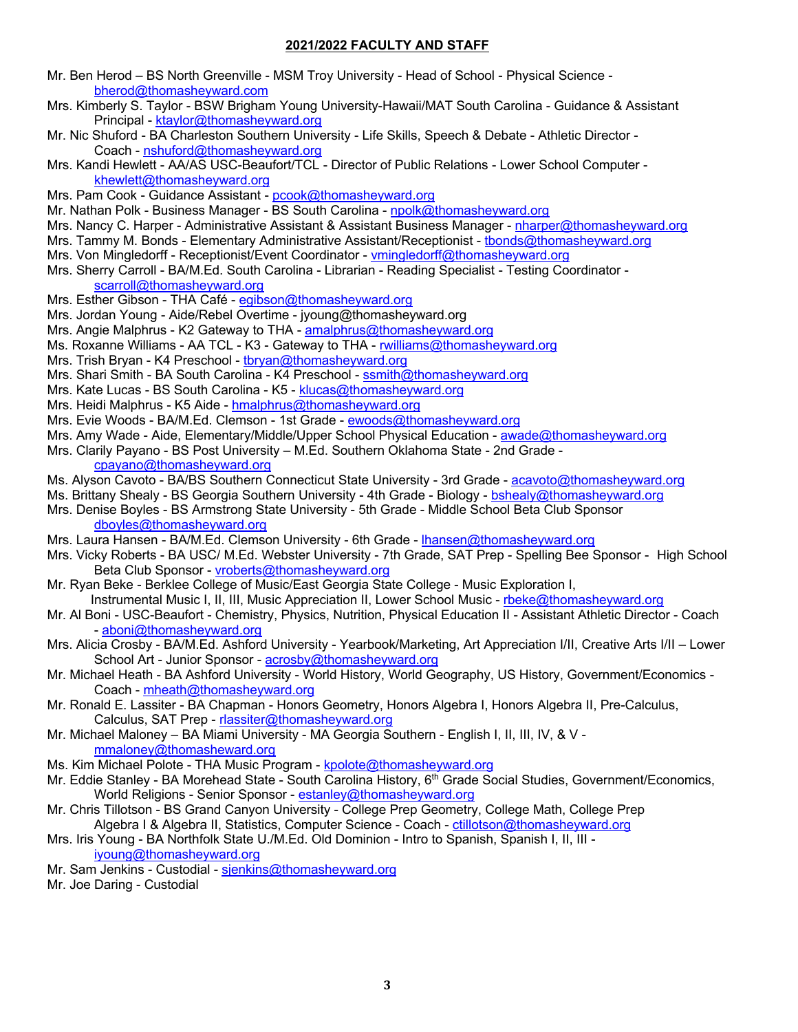## 2021/2022 FACULTY AND STAFF

Mr. Ben Herod – BS North Greenville - MSM Troy University - Head of School - Physical Science - bherod@thomasheyward.com

Mrs. Kimberly S. Taylor - BSW Brigham Young University-Hawaii/MAT South Carolina - Guidance & Assistant Principal - ktaylor@thomasheyward.org

Mr. Nic Shuford - BA Charleston Southern University - Life Skills, Speech & Debate - Athletic Director - Coach - nshuford@thomasheyward.org

Mrs. Kandi Hewlett - AA/AS USC-Beaufort/TCL - Director of Public Relations - Lower School Computer - khewlett@thomasheyward.org

Mrs. Pam Cook - Guidance Assistant - pcook@thomasheyward.org

Mr. Nathan Polk - Business Manager - BS South Carolina - npolk@thomasheyward.org

Mrs. Nancy C. Harper - Administrative Assistant & Assistant Business Manager - nharper@thomasheyward.org

Mrs. Tammy M. Bonds - Elementary Administrative Assistant/Receptionist - tbonds@thomasheyward.org

Mrs. Von Mingledorff - Receptionist/Event Coordinator - vmingledorff@thomasheyward.org

Mrs. Sherry Carroll - BA/M.Ed. South Carolina - Librarian - Reading Specialist - Testing Coordinator - scarroll@thomasheyward.org

Mrs. Esther Gibson - THA Café - egibson@thomasheyward.org

Mrs. Jordan Young - Aide/Rebel Overtime - jyoung@thomasheyward.org

Mrs. Angie Malphrus - K2 Gateway to THA - amalphrus@thomasheyward.org

Ms. Roxanne Williams - AA TCL - K3 - Gateway to THA - rwilliams@thomasheyward.org

Mrs. Trish Bryan - K4 Preschool - tbryan@thomasheyward.org

Mrs. Shari Smith - BA South Carolina - K4 Preschool - ssmith@thomasheyward.org

Mrs. Kate Lucas - BS South Carolina - K5 - klucas@thomasheyward.org

Mrs. Heidi Malphrus - K5 Aide - hmalphrus@thomasheyward.org

Mrs. Evie Woods - BA/M.Ed. Clemson - 1st Grade - ewoods@thomasheyward.org

Mrs. Amy Wade - Aide, Elementary/Middle/Upper School Physical Education - awade@thomasheyward.org

Mrs. Clarily Payano - BS Post University – M.Ed. Southern Oklahoma State - 2nd Grade - cpayano@thomasheyward.org

Ms. Alyson Cavoto - BA/BS Southern Connecticut State University - 3rd Grade - acavoto@thomasheyward.org

Ms. Brittany Shealy - BS Georgia Southern University - 4th Grade - Biology - bshealy@thomasheyward.org

Mrs. Denise Boyles - BS Armstrong State University - 5th Grade - Middle School Beta Club Sponsor dboyles@thomasheyward.org

Mrs. Laura Hansen - BA/M.Ed. Clemson University - 6th Grade - lhansen@thomasheyward.org

Mrs. Vicky Roberts - BA USC/ M.Ed. Webster University - 7th Grade, SAT Prep - Spelling Bee Sponsor - High School Beta Club Sponsor - vroberts@thomasheyward.org

Mr. Ryan Beke - Berklee College of Music/East Georgia State College - Music Exploration I, Instrumental Music I, II, III, Music Appreciation II, Lower School Music - rbeke@thomasheyward.org

Mr. Al Boni - USC-Beaufort - Chemistry, Physics, Nutrition, Physical Education II - Assistant Athletic Director - Coach - aboni@thomasheyward.org

Mrs. Alicia Crosby - BA/M.Ed. Ashford University - Yearbook/Marketing, Art Appreciation I/II, Creative Arts I/II – Lower School Art - Junior Sponsor - acrosby@thomasheyward.org

Mr. Michael Heath - BA Ashford University - World History, World Geography, US History, Government/Economics - Coach - mheath@thomasheyward.org

Mr. Ronald E. Lassiter - BA Chapman - Honors Geometry, Honors Algebra I, Honors Algebra II, Pre-Calculus, Calculus, SAT Prep - rlassiter@thomasheyward.org

Mr. Michael Maloney – BA Miami University - MA Georgia Southern - English I, II, III, IV, & V - mmaloney@thomasheward.org

Ms. Kim Michael Polote - THA Music Program - kpolote@thomasheyward.org

Mr. Eddie Stanley - BA Morehead State - South Carolina History, 6th Grade Social Studies, Government/Economics, World Religions - Senior Sponsor - estanley@thomasheyward.org

Mr. Chris Tillotson - BS Grand Canyon University - College Prep Geometry, College Math, College Prep Algebra I & Algebra II, Statistics, Computer Science - Coach - ctillotson@thomasheyward.org

Mrs. Iris Young - BA Northfolk State U./M.Ed. Old Dominion - Intro to Spanish, Spanish I, II, III - iyoung@thomasheyward.org

Mr. Sam Jenkins - Custodial - sjenkins@thomasheyward.org

Mr. Joe Daring - Custodial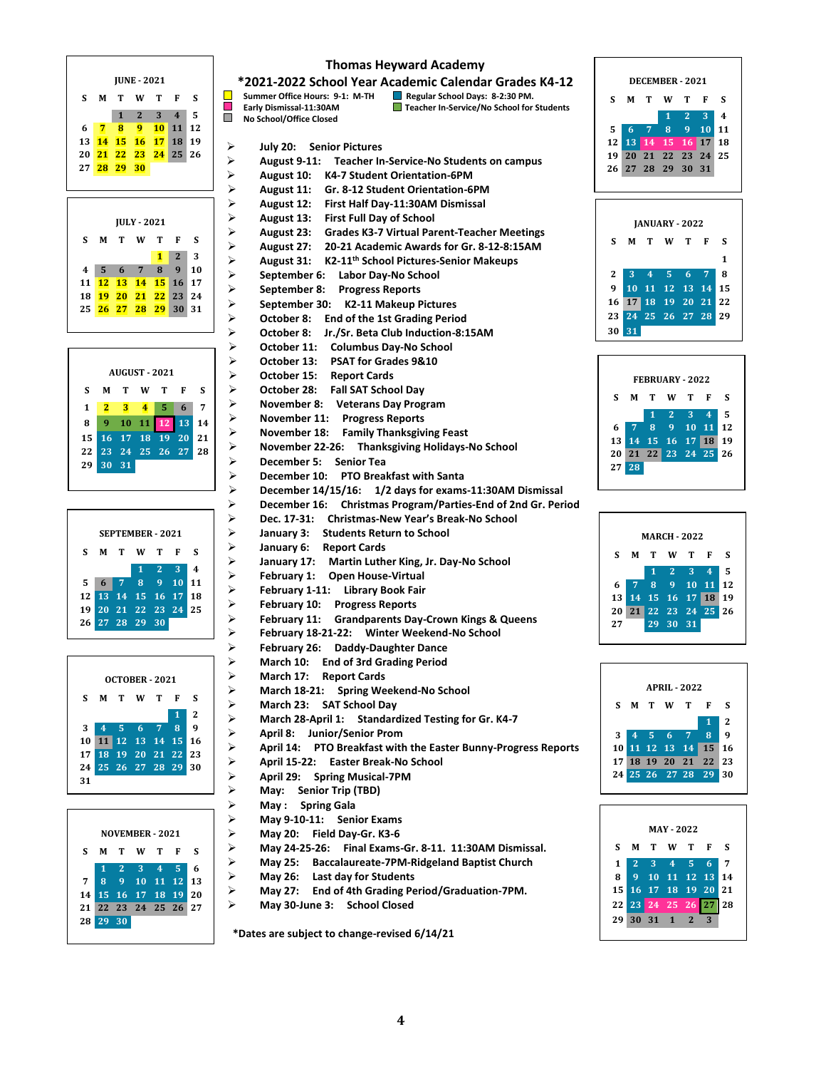# Thomas Heyward Academy

## *2021-2022 School Year Academic Calendar Grades K4-12

- Summer Office Hours: 9-1: M-TH
- Early Dismissal-11:30AM
- No School/Office Closed
- Regular School Days: 8-2:30 PM.
- Teacher In-Service/No School for Students

**JUNE - 2021**

| S | M | T | W | T | F | S |
|---|---|---|---|---|---|---|
| | | 1 | 2 | 3 | 4 | 5 |
| 6 | 7 | 8 | 9 | 10 | 11 | 12 |
| 13 | 14 | 15 | 16 | 17 | 18 | 19 |
| 20 | 21 | 22 | 23 | 24 | 25 | 26 |
| 27 | 28 | 29 | 30 | | | |

**JULY - 2021**

| S | M | T | W | T | F | S |
|---|---|---|---|---|---|---|
| | | | | 1 | 2 | 3 |
| 4 | 5 | 6 | 7 | 8 | 9 | 10 |
| 11 | 12 | 13 | 14 | 15 | 16 | 17 |
| 18 | 19 | 20 | 21 | 22 | 23 | 24 |
| 25 | 26 | 27 | 28 | 29 | 30 | 31 |

**AUGUST - 2021**

| S | M | T | W | T | F | S |
|---|---|---|---|---|---|---|
| 1 | 2 | 3 | 4 | 5 | 6 | 7 |
| 8 | 9 | 10 | 11 | 12 | 13 | 14 |
| 15 | 16 | 17 | 18 | 19 | 20 | 21 |
| 22 | 23 | 24 | 25 | 26 | 27 | 28 |
| 29 | 30 | 31 | | | | |

**SEPTEMBER - 2021**

| S | M | T | W | T | F | S |
|---|---|---|---|---|---|---|
| | | | 1 | 2 | 3 | 4 |
| 5 | 6 | 7 | 8 | 9 | 10 | 11 |
| 12 | 13 | 14 | 15 | 16 | 17 | 18 |
| 19 | 20 | 21 | 22 | 23 | 24 | 25 |
| 26 | 27 | 28 | 29 | 30 | | |

**OCTOBER - 2021**

| S | M | T | W | T | F | S |
|---|---|---|---|---|---|---|
| | | | | | 1 | 2 |
| 3 | 4 | 5 | 6 | 7 | 8 | 9 |
| 10 | 11 | 12 | 13 | 14 | 15 | 16 |
| 17 | 18 | 19 | 20 | 21 | 22 | 23 |
| 24 | 25 | 26 | 27 | 28 | 29 | 30 |
| 31 | | | | | | |

**NOVEMBER - 2021**

| S | M | T | W | T | F | S |
|---|---|---|---|---|---|---|
| | 1 | 2 | 3 | 4 | 5 | 6 |
| 7 | 8 | 9 | 10 | 11 | 12 | 13 |
| 14 | 15 | 16 | 17 | 18 | 19 | 20 |
| 21 | 22 | 23 | 24 | 25 | 26 | 27 |
| 28 | 29 | 30 | | | | |

- **July 20:** Senior Pictures
- **August 9-11:** Teacher In-Service-No Students on campus
- **August 10:** K4-7 Student Orientation-6PM
- **August 11:** Gr. 8-12 Student Orientation-6PM
- **August 12:** First Half Day-11:30AM Dismissal
- **August 13:** First Full Day of School
- **August 23:** Grades K3-7 Virtual Parent-Teacher Meetings
- **August 27:** 20-21 Academic Awards for Gr. 8-12-8:15AM
- **August 31:** K2-11th School Pictures-Senior Makeups
- **September 6:** Labor Day-No School
- **September 8:** Progress Reports
- **September 30:** K2-11 Makeup Pictures
- **October 8:** End of the 1st Grading Period
- **October 8:** Jr./Sr. Beta Club Induction-8:15AM
- **October 11:** Columbus Day-No School
- **October 13:** PSAT for Grades 9&10
- **October 15:** Report Cards
- **October 28:** Fall SAT School Day
- **November 8:** Veterans Day Program
- **November 11:** Progress Reports
- **November 18:** Family Thanksgiving Feast
- **November 22-26:** Thanksgiving Holidays-No School
- **December 5:** Senior Tea
- **December 10:** PTO Breakfast with Santa
- **December 14/15/16:** 1/2 days for exams-11:30AM Dismissal
- **December 16:** Christmas Program/Parties-End of 2nd Gr. Period
- **Dec. 17-31:** Christmas-New Year's Break-No School
- **January 3:** Students Return to School
- **January 6:** Report Cards
- **January 17:** Martin Luther King, Jr. Day-No School
- **February 1:** Open House-Virtual
- **February 1-11:** Library Book Fair
- **February 10:** Progress Reports
- **February 11:** Grandparents Day-Crown Kings & Queens
- **February 18-21-22:** Winter Weekend-No School
- **February 26:** Daddy-Daughter Dance
- **March 10:** End of 3rd Grading Period
- **March 17:** Report Cards
- **March 18-21:** Spring Weekend-No School
- **March 23:** SAT School Day
- **March 28-April 1:** Standardized Testing for Gr. K4-7
- **April 8:** Junior/Senior Prom
- **April 14:** PTO Breakfast with the Easter Bunny-Progress Reports
- **April 15-22:** Easter Break-No School
- **April 29:** Spring Musical-7PM
- **May:** Senior Trip (TBD)
- **May :** Spring Gala
- **May 9-10-11:** Senior Exams
- **May 20:** Field Day-Gr. K3-6
- **May 24-25-26:** Final Exams-Gr. 8-11. 11:30AM Dismissal.
- **May 25:** Baccalaureate-7PM-Ridgeland Baptist Church
- **May 26:** Last day for Students
- **May 27:** End of 4th Grading Period/Graduation-7PM.
- **May 30-June 3:** School Closed

*Dates are subject to change-revised 6/14/21

**DECEMBER - 2021**

| S | M | T | W | T | F | S |
|---|---|---|---|---|---|---|
| | | | 1 | 2 | 3 | 4 |
| 5 | 6 | 7 | 8 | 9 | 10 | 11 |
| 12 | 13 | 14 | 15 | 16 | 17 | 18 |
| 19 | 20 | 21 | 22 | 23 | 24 | 25 |
| 26 | 27 | 28 | 29 | 30 | 31 | |

**JANUARY - 2022**

| S | M | T | W | T | F | S |
|---|---|---|---|---|---|---|
| | | | | | | 1 |
| 2 | 3 | 4 | 5 | 6 | 7 | 8 |
| 9 | 10 | 11 | 12 | 13 | 14 | 15 |
| 16 | 17 | 18 | 19 | 20 | 21 | 22 |
| 23 | 24 | 25 | 26 | 27 | 28 | 29 |
| 30 | 31 | | | | | |

**FEBRUARY - 2022**

| S | M | T | W | T | F | S |
|---|---|---|---|---|---|---|
| | | 1 | 2 | 3 | 4 | 5 |
| 6 | 7 | 8 | 9 | 10 | 11 | 12 |
| 13 | 14 | 15 | 16 | 17 | 18 | 19 |
| 20 | 21 | 22 | 23 | 24 | 25 | 26 |
| 27 | 28 | | | | | |

**MARCH - 2022**

| S | M | T | W | T | F | S |
|---|---|---|---|---|---|---|
| | | 1 | 2 | 3 | 4 | 5 |
| 6 | 7 | 8 | 9 | 10 | 11 | 12 |
| 13 | 14 | 15 | 16 | 17 | 18 | 19 |
| 20 | 21 | 22 | 23 | 24 | 25 | 26 |
| 27 | | 29 | 30 | 31 | | |

**APRIL - 2022**

| S | M | T | W | T | F | S |
|---|---|---|---|---|---|---|
| | | | | | 1 | 2 |
| 3 | 4 | 5 | 6 | 7 | 8 | 9 |
| 10 | 11 | 12 | 13 | 14 | 15 | 16 |
| 17 | 18 | 19 | 20 | 21 | 22 | 23 |
| 24 | 25 | 26 | 27 | 28 | 29 | 30 |

**MAY - 2022**

| S | M | T | W | T | F | S |
|---|---|---|---|---|---|---|
| 1 | 2 | 3 | 4 | 5 | 6 | 7 |
| 8 | 9 | 10 | 11 | 12 | 13 | 14 |
| 15 | 16 | 17 | 18 | 19 | 20 | 21 |
| 22 | 23 | 24 | 25 | 26 | 27 | 28 |
| 29 | 30 | 31 | 1 | 2 | 3 | |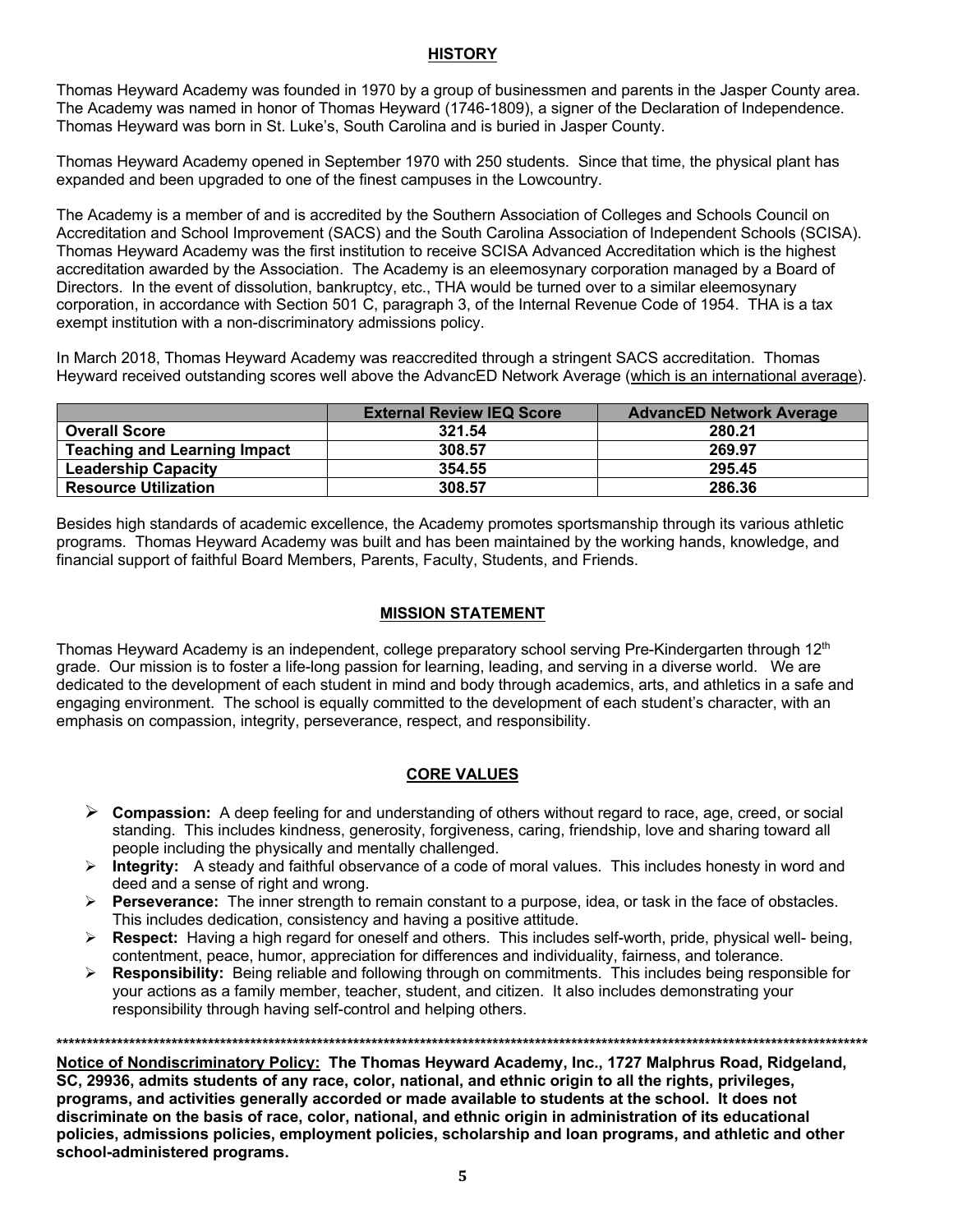## HISTORY

Thomas Heyward Academy was founded in 1970 by a group of businessmen and parents in the Jasper County area. The Academy was named in honor of Thomas Heyward (1746-1809), a signer of the Declaration of Independence. Thomas Heyward was born in St. Luke's, South Carolina and is buried in Jasper County.

Thomas Heyward Academy opened in September 1970 with 250 students. Since that time, the physical plant has expanded and been upgraded to one of the finest campuses in the Lowcountry.

The Academy is a member of and is accredited by the Southern Association of Colleges and Schools Council on Accreditation and School Improvement (SACS) and the South Carolina Association of Independent Schools (SCISA). Thomas Heyward Academy was the first institution to receive SCISA Advanced Accreditation which is the highest accreditation awarded by the Association. The Academy is an eleemosynary corporation managed by a Board of Directors. In the event of dissolution, bankruptcy, etc., THA would be turned over to a similar eleemosynary corporation, in accordance with Section 501 C, paragraph 3, of the Internal Revenue Code of 1954. THA is a tax exempt institution with a non-discriminatory admissions policy.

In March 2018, Thomas Heyward Academy was reaccredited through a stringent SACS accreditation. Thomas Heyward received outstanding scores well above the AdvancED Network Average (which is an international average).

| | External Review IEQ Score | AdvancED Network Average |
|---|---|---|
| **Overall Score** | 321.54 | 280.21 |
| **Teaching and Learning Impact** | 308.57 | 269.97 |
| **Leadership Capacity** | 354.55 | 295.45 |
| **Resource Utilization** | 308.57 | 286.36 |

Besides high standards of academic excellence, the Academy promotes sportsmanship through its various athletic programs. Thomas Heyward Academy was built and has been maintained by the working hands, knowledge, and financial support of faithful Board Members, Parents, Faculty, Students, and Friends.

## MISSION STATEMENT

Thomas Heyward Academy is an independent, college preparatory school serving Pre-Kindergarten through 12th grade. Our mission is to foster a life-long passion for learning, leading, and serving in a diverse world. We are dedicated to the development of each student in mind and body through academics, arts, and athletics in a safe and engaging environment. The school is equally committed to the development of each student's character, with an emphasis on compassion, integrity, perseverance, respect, and responsibility.

## CORE VALUES

- **Compassion:** A deep feeling for and understanding of others without regard to race, age, creed, or social standing. This includes kindness, generosity, forgiveness, caring, friendship, love and sharing toward all people including the physically and mentally challenged.
- **Integrity:** A steady and faithful observance of a code of moral values. This includes honesty in word and deed and a sense of right and wrong.
- **Perseverance:** The inner strength to remain constant to a purpose, idea, or task in the face of obstacles. This includes dedication, consistency and having a positive attitude.
- **Respect:** Having a high regard for oneself and others. This includes self-worth, pride, physical well- being, contentment, peace, humor, appreciation for differences and individuality, fairness, and tolerance.
- **Responsibility:** Being reliable and following through on commitments. This includes being responsible for your actions as a family member, teacher, student, and citizen. It also includes demonstrating your responsibility through having self-control and helping others.

***

**Notice of Nondiscriminatory Policy: The Thomas Heyward Academy, Inc., 1727 Malphrus Road, Ridgeland, SC, 29936, admits students of any race, color, national, and ethnic origin to all the rights, privileges, programs, and activities generally accorded or made available to students at the school. It does not discriminate on the basis of race, color, national, and ethnic origin in administration of its educational policies, admissions policies, employment policies, scholarship and loan programs, and athletic and other school-administered programs.**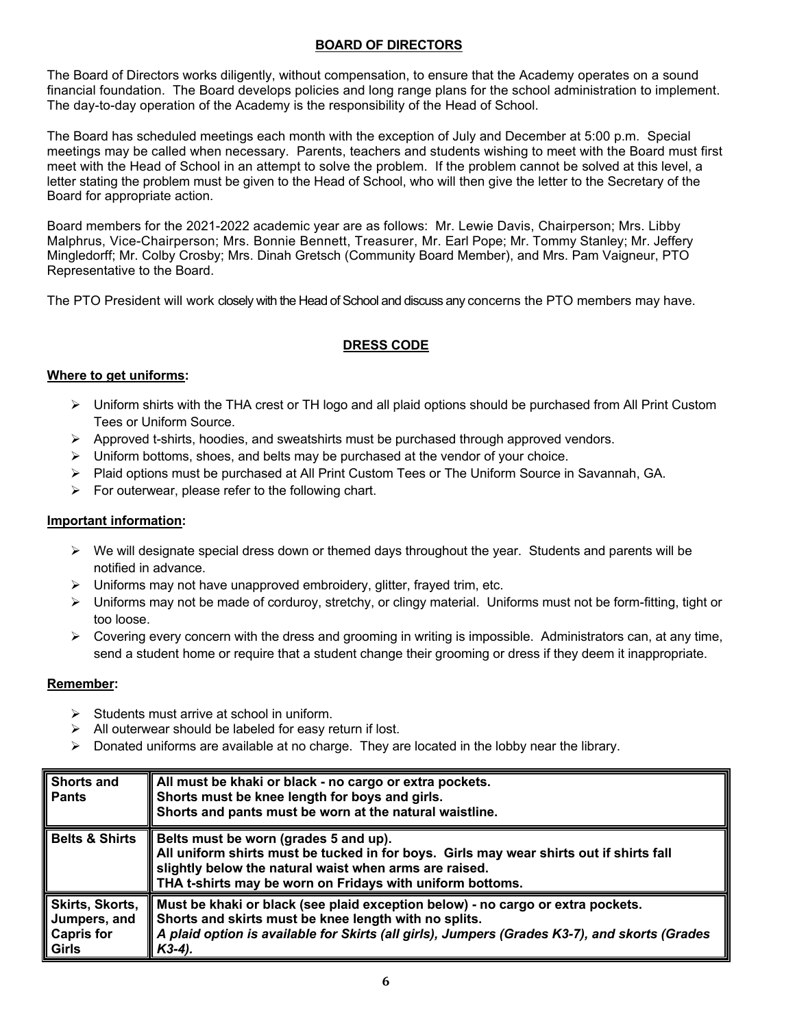## BOARD OF DIRECTORS

The Board of Directors works diligently, without compensation, to ensure that the Academy operates on a sound financial foundation. The Board develops policies and long range plans for the school administration to implement. The day-to-day operation of the Academy is the responsibility of the Head of School.

The Board has scheduled meetings each month with the exception of July and December at 5:00 p.m. Special meetings may be called when necessary. Parents, teachers and students wishing to meet with the Board must first meet with the Head of School in an attempt to solve the problem. If the problem cannot be solved at this level, a letter stating the problem must be given to the Head of School, who will then give the letter to the Secretary of the Board for appropriate action.

Board members for the 2021-2022 academic year are as follows: Mr. Lewie Davis, Chairperson; Mrs. Libby Malphrus, Vice-Chairperson; Mrs. Bonnie Bennett, Treasurer, Mr. Earl Pope; Mr. Tommy Stanley; Mr. Jeffery Mingledorff; Mr. Colby Crosby; Mrs. Dinah Gretsch (Community Board Member), and Mrs. Pam Vaigneur, PTO Representative to the Board.

The PTO President will work closely with the Head of School and discuss any concerns the PTO members may have.

## DRESS CODE

**Where to get uniforms:**

- Uniform shirts with the THA crest or TH logo and all plaid options should be purchased from All Print Custom Tees or Uniform Source.
- Approved t-shirts, hoodies, and sweatshirts must be purchased through approved vendors.
- Uniform bottoms, shoes, and belts may be purchased at the vendor of your choice.
- Plaid options must be purchased at All Print Custom Tees or The Uniform Source in Savannah, GA.
- For outerwear, please refer to the following chart.

**Important information:**

- We will designate special dress down or themed days throughout the year. Students and parents will be notified in advance.
- Uniforms may not have unapproved embroidery, glitter, frayed trim, etc.
- Uniforms may not be made of corduroy, stretchy, or clingy material. Uniforms must not be form-fitting, tight or too loose.
- Covering every concern with the dress and grooming in writing is impossible. Administrators can, at any time, send a student home or require that a student change their grooming or dress if they deem it inappropriate.

**Remember:**

- Students must arrive at school in uniform.
- All outerwear should be labeled for easy return if lost.
- Donated uniforms are available at no charge. They are located in the lobby near the library.

| Item | Requirements |
|---|---|
| **Shorts and Pants** | **All must be khaki or black - no cargo or extra pockets. Shorts must be knee length for boys and girls. Shorts and pants must be worn at the natural waistline.** |
| **Belts & Shirts** | **Belts must be worn (grades 5 and up). All uniform shirts must be tucked in for boys. Girls may wear shirts out if shirts fall slightly below the natural waist when arms are raised. THA t-shirts may be worn on Fridays with uniform bottoms.** |
| **Skirts, Skorts, Jumpers, and Capris for Girls** | **Must be khaki or black (see plaid exception below) - no cargo or extra pockets. Shorts and skirts must be knee length with no splits.** ***A plaid option is available for Skirts (all girls), Jumpers (Grades K3-7), and skorts (Grades K3-4).*** |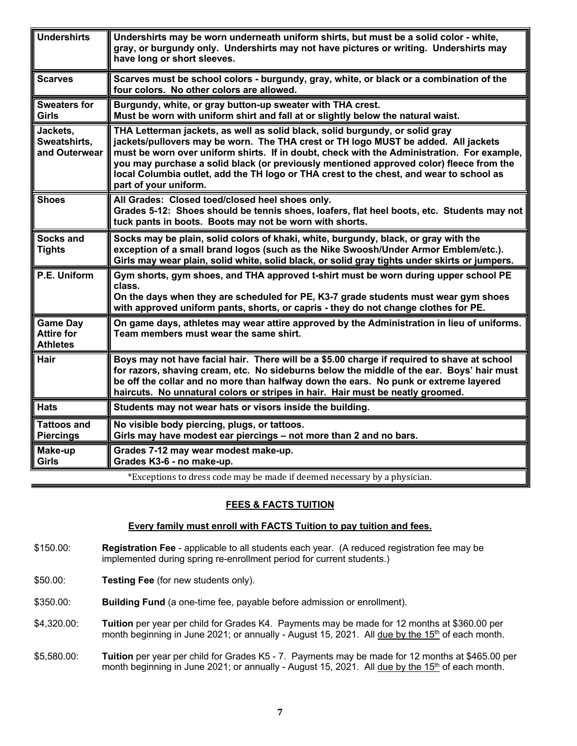| | |
|---|---|
| **Undershirts** | **Undershirts may be worn underneath uniform shirts, but must be a solid color - white, gray, or burgundy only. Undershirts may not have pictures or writing. Undershirts may have long or short sleeves.** |
| **Scarves** | **Scarves must be school colors - burgundy, gray, white, or black or a combination of the four colors. No other colors are allowed.** |
| **Sweaters for Girls** | **Burgundy, white, or gray button-up sweater with THA crest. Must be worn with uniform shirt and fall at or slightly below the natural waist.** |
| **Jackets, Sweatshirts, and Outerwear** | **THA Letterman jackets, as well as solid black, solid burgundy, or solid gray jackets/pullovers may be worn. The THA crest or TH logo MUST be added. All jackets must be worn over uniform shirts. If in doubt, check with the Administration. For example, you may purchase a solid black (or previously mentioned approved color) fleece from the local Columbia outlet, add the TH logo or THA crest to the chest, and wear to school as part of your uniform.** |
| **Shoes** | **All Grades: Closed toed/closed heel shoes only. Grades 5-12: Shoes should be tennis shoes, loafers, flat heel boots, etc. Students may not tuck pants in boots. Boots may not be worn with shorts.** |
| **Socks and Tights** | **Socks may be plain, solid colors of khaki, white, burgundy, black, or gray with the exception of a small brand logos (such as the Nike Swoosh/Under Armor Emblem/etc.). Girls may wear plain, solid white, solid black, or solid gray tights under skirts or jumpers.** |
| **P.E. Uniform** | **Gym shorts, gym shoes, and THA approved t-shirt must be worn during upper school PE class. On the days when they are scheduled for PE, K3-7 grade students must wear gym shoes with approved uniform pants, shorts, or capris - they do not change clothes for PE.** |
| **Game Day Attire for Athletes** | **On game days, athletes may wear attire approved by the Administration in lieu of uniforms. Team members must wear the same shirt.** |
| **Hair** | **Boys may not have facial hair. There will be a $5.00 charge if required to shave at school for razors, shaving cream, etc. No sideburns below the middle of the ear. Boys' hair must be off the collar and no more than halfway down the ears. No punk or extreme layered haircuts. No unnatural colors or stripes in hair. Hair must be neatly groomed.** |
| **Hats** | **Students may not wear hats or visors inside the building.** |
| **Tattoos and Piercings** | **No visible body piercing, plugs, or tattoos. Girls may have modest ear piercings – not more than 2 and no bars.** |
| **Make-up Girls** | **Grades 7-12 may wear modest make-up. Grades K3-6 - no make-up.** |

*Exceptions to dress code may be made if deemed necessary by a physician.

## FEES & FACTS TUITION

**Every family must enroll with FACTS Tuition to pay tuition and fees.**

$150.00: **Registration Fee** - applicable to all students each year. (A reduced registration fee may be implemented during spring re-enrollment period for current students.)

$50.00: **Testing Fee** (for new students only).

$350.00: **Building Fund** (a one-time fee, payable before admission or enrollment).

$4,320.00: **Tuition** per year per child for Grades K4. Payments may be made for 12 months at $360.00 per month beginning in June 2021; or annually - August 15, 2021. All due by the 15th of each month.

$5,580.00: **Tuition** per year per child for Grades K5 - 7. Payments may be made for 12 months at $465.00 per month beginning in June 2021; or annually - August 15, 2021. All due by the 15th of each month.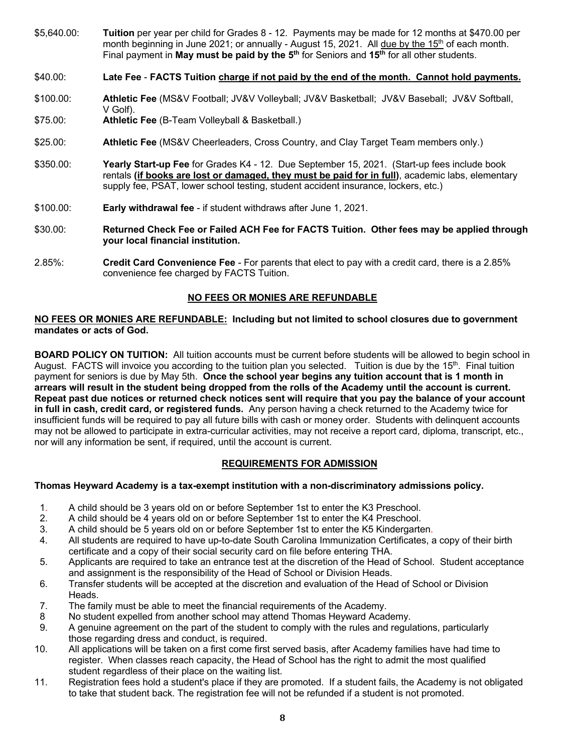$5,640.00: **Tuition** per year per child for Grades 8 - 12. Payments may be made for 12 months at $470.00 per month beginning in June 2021; or annually - August 15, 2021. All <u>due by the 15th</u> of each month. Final payment in **May must be paid by the 5th** for Seniors and **15th** for all other students.

$40.00: **Late Fee** - **FACTS Tuition <u>charge if not paid by the end of the month. Cannot hold payments.</u>**

$100.00: **Athletic Fee** (MS&V Football; JV&V Volleyball; JV&V Basketball; JV&V Baseball; JV&V Softball, V Golf).

$75.00: **Athletic Fee** (B-Team Volleyball & Basketball.)

$25.00: **Athletic Fee** (MS&V Cheerleaders, Cross Country, and Clay Target Team members only.)

$350.00: **Yearly Start-up Fee** for Grades K4 - 12. Due September 15, 2021. (Start-up fees include book rentals **(<u>if books are lost or damaged, they must be paid for in full</u>)**, academic labs, elementary supply fee, PSAT, lower school testing, student accident insurance, lockers, etc.)

$100.00: **Early withdrawal fee** - if student withdraws after June 1, 2021.

$30.00: **Returned Check Fee or Failed ACH Fee for FACTS Tuition. Other fees may be applied through your local financial institution.**

2.85%: **Credit Card Convenience Fee** - For parents that elect to pay with a credit card, there is a 2.85% convenience fee charged by FACTS Tuition.

## <u>NO FEES OR MONIES ARE REFUNDABLE</u>

**<u>NO FEES OR MONIES ARE REFUNDABLE:</u> Including but not limited to school closures due to government mandates or acts of God.**

**BOARD POLICY ON TUITION:** All tuition accounts must be current before students will be allowed to begin school in August. FACTS will invoice you according to the tuition plan you selected. Tuition is due by the 15th. Final tuition payment for seniors is due by May 5th. **Once the school year begins any tuition account that is 1 month in arrears will result in the student being dropped from the rolls of the Academy until the account is current. Repeat past due notices or returned check notices sent will require that you pay the balance of your account in full in cash, credit card, or registered funds.** Any person having a check returned to the Academy twice for insufficient funds will be required to pay all future bills with cash or money order. Students with delinquent accounts may not be allowed to participate in extra-curricular activities, may not receive a report card, diploma, transcript, etc., nor will any information be sent, if required, until the account is current.

## <u>REQUIREMENTS FOR ADMISSION</u>

**Thomas Heyward Academy is a tax-exempt institution with a non-discriminatory admissions policy.**

1. A child should be 3 years old on or before September 1st to enter the K3 Preschool.
2. A child should be 4 years old on or before September 1st to enter the K4 Preschool.
3. A child should be 5 years old on or before September 1st to enter the K5 Kindergarten.
4. All students are required to have up-to-date South Carolina Immunization Certificates, a copy of their birth certificate and a copy of their social security card on file before entering THA.
5. Applicants are required to take an entrance test at the discretion of the Head of School. Student acceptance and assignment is the responsibility of the Head of School or Division Heads.
6. Transfer students will be accepted at the discretion and evaluation of the Head of School or Division Heads.
7. The family must be able to meet the financial requirements of the Academy.
8. No student expelled from another school may attend Thomas Heyward Academy.
9. A genuine agreement on the part of the student to comply with the rules and regulations, particularly those regarding dress and conduct, is required.
10. All applications will be taken on a first come first served basis, after Academy families have had time to register. When classes reach capacity, the Head of School has the right to admit the most qualified student regardless of their place on the waiting list.
11. Registration fees hold a student's place if they are promoted. If a student fails, the Academy is not obligated to take that student back. The registration fee will not be refunded if a student is not promoted.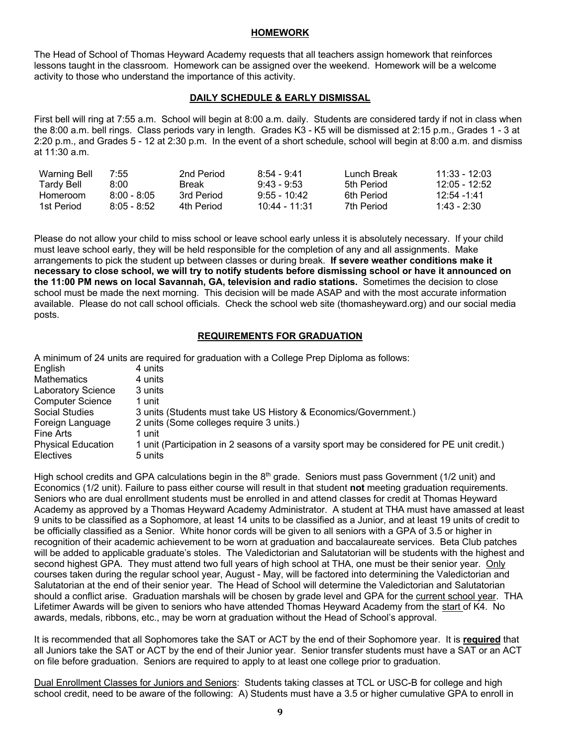## HOMEWORK

The Head of School of Thomas Heyward Academy requests that all teachers assign homework that reinforces lessons taught in the classroom. Homework can be assigned over the weekend. Homework will be a welcome activity to those who understand the importance of this activity.

## DAILY SCHEDULE & EARLY DISMISSAL

First bell will ring at 7:55 a.m. School will begin at 8:00 a.m. daily. Students are considered tardy if not in class when the 8:00 a.m. bell rings. Class periods vary in length. Grades K3 - K5 will be dismissed at 2:15 p.m., Grades 1 - 3 at 2:20 p.m., and Grades 5 - 12 at 2:30 p.m. In the event of a short schedule, school will begin at 8:00 a.m. and dismiss at 11:30 a.m.

| | | | | | |
|---|---|---|---|---|---|
| Warning Bell | 7:55 | 2nd Period | 8:54 - 9:41 | Lunch Break | 11:33 - 12:03 |
| Tardy Bell | 8:00 | Break | 9:43 - 9:53 | 5th Period | 12:05 - 12:52 |
| Homeroom | 8:00 - 8:05 | 3rd Period | 9:55 - 10:42 | 6th Period | 12:54 -1:41 |
| 1st Period | 8:05 - 8:52 | 4th Period | 10:44 - 11:31 | 7th Period | 1:43 - 2:30 |

Please do not allow your child to miss school or leave school early unless it is absolutely necessary. If your child must leave school early, they will be held responsible for the completion of any and all assignments. Make arrangements to pick the student up between classes or during break. **If severe weather conditions make it necessary to close school, we will try to notify students before dismissing school or have it announced on the 11:00 PM news on local Savannah, GA, television and radio stations.** Sometimes the decision to close school must be made the next morning. This decision will be made ASAP and with the most accurate information available. Please do not call school officials. Check the school web site (thomasheyward.org) and our social media posts.

## REQUIREMENTS FOR GRADUATION

A minimum of 24 units are required for graduation with a College Prep Diploma as follows:

| | |
|---|---|
| English | 4 units |
| Mathematics | 4 units |
| Laboratory Science | 3 units |
| Computer Science | 1 unit |
| Social Studies | 3 units (Students must take US History & Economics/Government.) |
| Foreign Language | 2 units (Some colleges require 3 units.) |
| Fine Arts | 1 unit |
| Physical Education | 1 unit (Participation in 2 seasons of a varsity sport may be considered for PE unit credit.) |
| Electives | 5 units |

High school credits and GPA calculations begin in the 8th grade. Seniors must pass Government (1/2 unit) and Economics (1/2 unit). Failure to pass either course will result in that student **not** meeting graduation requirements. Seniors who are dual enrollment students must be enrolled in and attend classes for credit at Thomas Heyward Academy as approved by a Thomas Heyward Academy Administrator. A student at THA must have amassed at least 9 units to be classified as a Sophomore, at least 14 units to be classified as a Junior, and at least 19 units of credit to be officially classified as a Senior. White honor cords will be given to all seniors with a GPA of 3.5 or higher in recognition of their academic achievement to be worn at graduation and baccalaureate services. Beta Club patches will be added to applicable graduate's stoles. The Valedictorian and Salutatorian will be students with the highest and second highest GPA. They must attend two full years of high school at THA, one must be their senior year. Only courses taken during the regular school year, August - May, will be factored into determining the Valedictorian and Salutatorian at the end of their senior year. The Head of School will determine the Valedictorian and Salutatorian should a conflict arise. Graduation marshals will be chosen by grade level and GPA for the current school year. THA Lifetimer Awards will be given to seniors who have attended Thomas Heyward Academy from the start of K4. No awards, medals, ribbons, etc., may be worn at graduation without the Head of School's approval.

It is recommended that all Sophomores take the SAT or ACT by the end of their Sophomore year. It is **required** that all Juniors take the SAT or ACT by the end of their Junior year. Senior transfer students must have a SAT or an ACT on file before graduation. Seniors are required to apply to at least one college prior to graduation.

Dual Enrollment Classes for Juniors and Seniors: Students taking classes at TCL or USC-B for college and high school credit, need to be aware of the following: A) Students must have a 3.5 or higher cumulative GPA to enroll in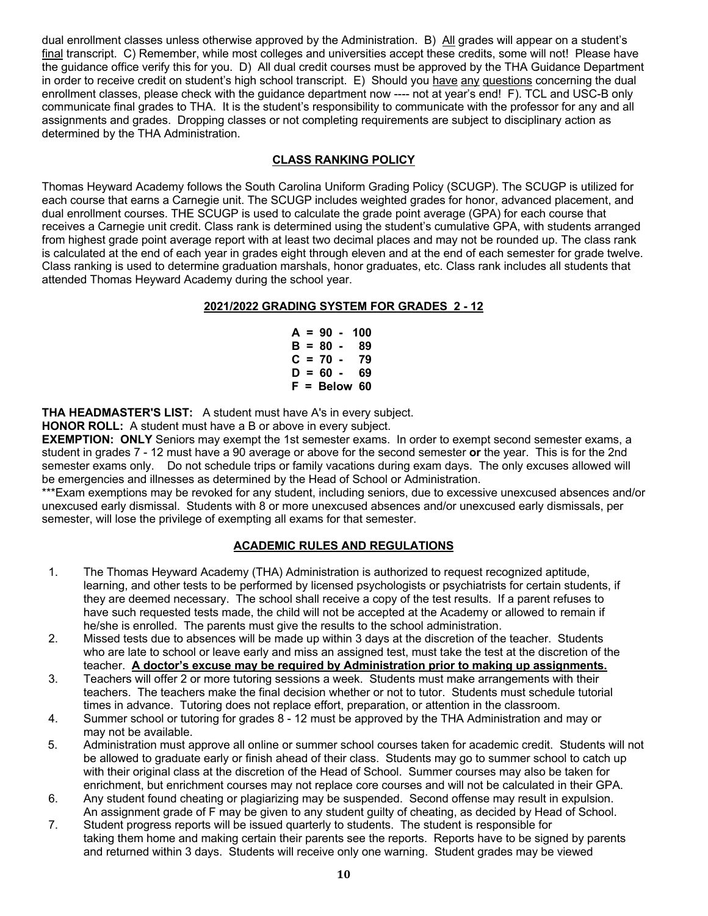dual enrollment classes unless otherwise approved by the Administration. B) All grades will appear on a student's final transcript. C) Remember, while most colleges and universities accept these credits, some will not! Please have the guidance office verify this for you. D) All dual credit courses must be approved by the THA Guidance Department in order to receive credit on student's high school transcript. E) Should you have any questions concerning the dual enrollment classes, please check with the guidance department now ---- not at year's end! F). TCL and USC-B only communicate final grades to THA. It is the student's responsibility to communicate with the professor for any and all assignments and grades. Dropping classes or not completing requirements are subject to disciplinary action as determined by the THA Administration.

## CLASS RANKING POLICY

Thomas Heyward Academy follows the South Carolina Uniform Grading Policy (SCUGP). The SCUGP is utilized for each course that earns a Carnegie unit. The SCUGP includes weighted grades for honor, advanced placement, and dual enrollment courses. THE SCUGP is used to calculate the grade point average (GPA) for each course that receives a Carnegie unit credit. Class rank is determined using the student's cumulative GPA, with students arranged from highest grade point average report with at least two decimal places and may not be rounded up. The class rank is calculated at the end of each year in grades eight through eleven and at the end of each semester for grade twelve. Class ranking is used to determine graduation marshals, honor graduates, etc. Class rank includes all students that attended Thomas Heyward Academy during the school year.

## 2021/2022 GRADING SYSTEM FOR GRADES 2 - 12

**A = 90 - 100**
**B = 80 - 89**
**C = 70 - 79**
**D = 60 - 69**
**F = Below 60**

**THA HEADMASTER'S LIST:** A student must have A's in every subject.

**HONOR ROLL:** A student must have a B or above in every subject.

**EXEMPTION: ONLY** Seniors may exempt the 1st semester exams. In order to exempt second semester exams, a student in grades 7 - 12 must have a 90 average or above for the second semester **or** the year. This is for the 2nd semester exams only. Do not schedule trips or family vacations during exam days. The only excuses allowed will be emergencies and illnesses as determined by the Head of School or Administration.

***Exam exemptions may be revoked for any student, including seniors, due to excessive unexcused absences and/or unexcused early dismissal. Students with 8 or more unexcused absences and/or unexcused early dismissals, per semester, will lose the privilege of exempting all exams for that semester.

## ACADEMIC RULES AND REGULATIONS

1. The Thomas Heyward Academy (THA) Administration is authorized to request recognized aptitude, learning, and other tests to be performed by licensed psychologists or psychiatrists for certain students, if they are deemed necessary. The school shall receive a copy of the test results. If a parent refuses to have such requested tests made, the child will not be accepted at the Academy or allowed to remain if he/she is enrolled. The parents must give the results to the school administration.
2. Missed tests due to absences will be made up within 3 days at the discretion of the teacher. Students who are late to school or leave early and miss an assigned test, must take the test at the discretion of the teacher. **A doctor's excuse may be required by Administration prior to making up assignments.**
3. Teachers will offer 2 or more tutoring sessions a week. Students must make arrangements with their teachers. The teachers make the final decision whether or not to tutor. Students must schedule tutorial times in advance. Tutoring does not replace effort, preparation, or attention in the classroom.
4. Summer school or tutoring for grades 8 - 12 must be approved by the THA Administration and may or may not be available.
5. Administration must approve all online or summer school courses taken for academic credit. Students will not be allowed to graduate early or finish ahead of their class. Students may go to summer school to catch up with their original class at the discretion of the Head of School. Summer courses may also be taken for enrichment, but enrichment courses may not replace core courses and will not be calculated in their GPA.
6. Any student found cheating or plagiarizing may be suspended. Second offense may result in expulsion. An assignment grade of F may be given to any student guilty of cheating, as decided by Head of School.
7. Student progress reports will be issued quarterly to students. The student is responsible for taking them home and making certain their parents see the reports. Reports have to be signed by parents and returned within 3 days. Students will receive only one warning. Student grades may be viewed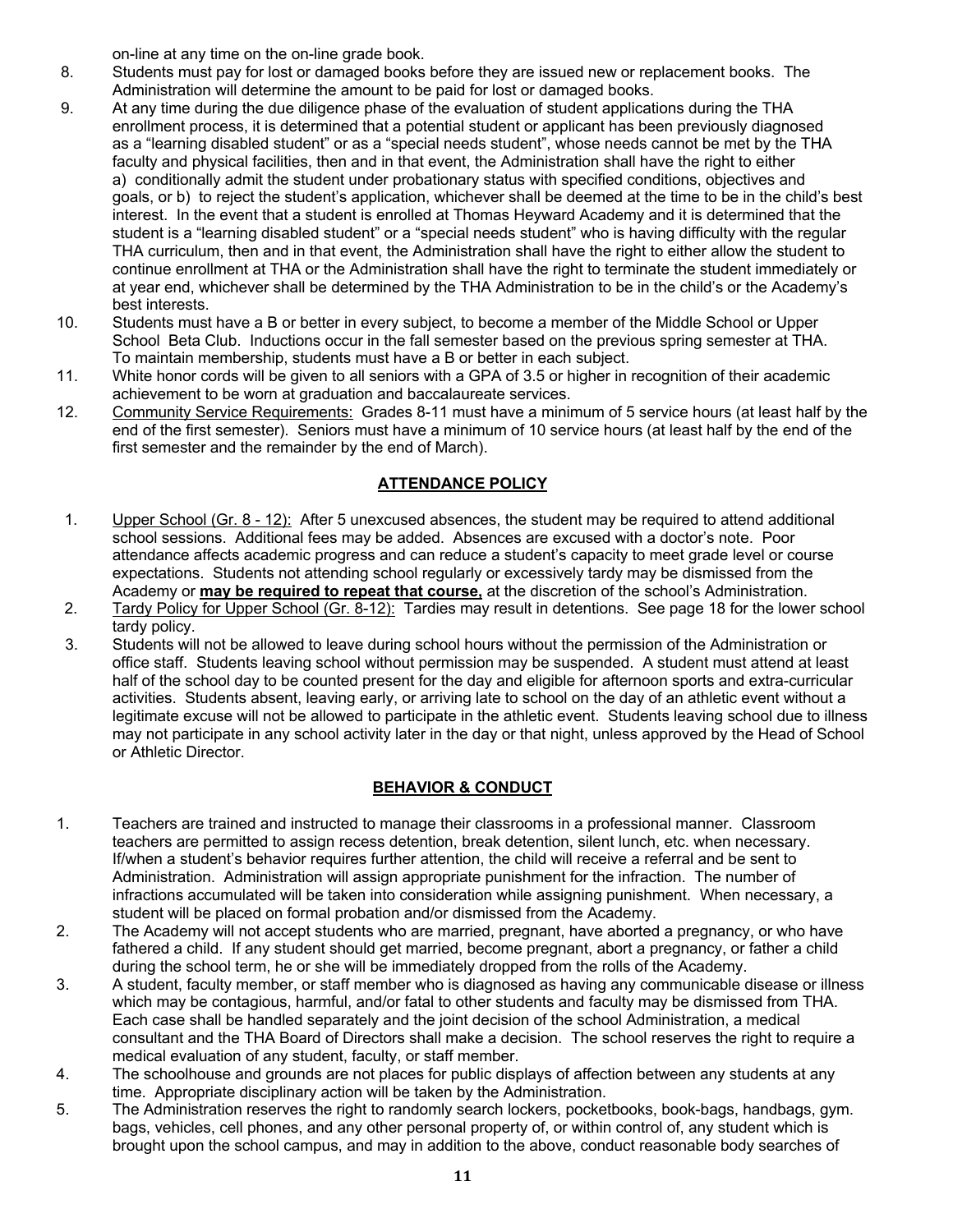on-line at any time on the on-line grade book.

8. Students must pay for lost or damaged books before they are issued new or replacement books. The Administration will determine the amount to be paid for lost or damaged books.
9. At any time during the due diligence phase of the evaluation of student applications during the THA enrollment process, it is determined that a potential student or applicant has been previously diagnosed as a "learning disabled student" or as a "special needs student", whose needs cannot be met by the THA faculty and physical facilities, then and in that event, the Administration shall have the right to either a) conditionally admit the student under probationary status with specified conditions, objectives and goals, or b) to reject the student's application, whichever shall be deemed at the time to be in the child's best interest. In the event that a student is enrolled at Thomas Heyward Academy and it is determined that the student is a "learning disabled student" or a "special needs student" who is having difficulty with the regular THA curriculum, then and in that event, the Administration shall have the right to either allow the student to continue enrollment at THA or the Administration shall have the right to terminate the student immediately or at year end, whichever shall be determined by the THA Administration to be in the child's or the Academy's best interests.
10. Students must have a B or better in every subject, to become a member of the Middle School or Upper School Beta Club. Inductions occur in the fall semester based on the previous spring semester at THA. To maintain membership, students must have a B or better in each subject.
11. White honor cords will be given to all seniors with a GPA of 3.5 or higher in recognition of their academic achievement to be worn at graduation and baccalaureate services.
12. <u>Community Service Requirements:</u> Grades 8-11 must have a minimum of 5 service hours (at least half by the end of the first semester). Seniors must have a minimum of 10 service hours (at least half by the end of the first semester and the remainder by the end of March).

## ATTENDANCE POLICY

1. <u>Upper School (Gr. 8 - 12):</u> After 5 unexcused absences, the student may be required to attend additional school sessions. Additional fees may be added. Absences are excused with a doctor's note. Poor attendance affects academic progress and can reduce a student's capacity to meet grade level or course expectations. Students not attending school regularly or excessively tardy may be dismissed from the Academy or **<u>may be required to repeat that course,</u>** at the discretion of the school's Administration.
2. <u>Tardy Policy for Upper School (Gr. 8-12):</u> Tardies may result in detentions. See page 18 for the lower school tardy policy.
3. Students will not be allowed to leave during school hours without the permission of the Administration or office staff. Students leaving school without permission may be suspended. A student must attend at least half of the school day to be counted present for the day and eligible for afternoon sports and extra-curricular activities. Students absent, leaving early, or arriving late to school on the day of an athletic event without a legitimate excuse will not be allowed to participate in the athletic event. Students leaving school due to illness may not participate in any school activity later in the day or that night, unless approved by the Head of School or Athletic Director.

## BEHAVIOR & CONDUCT

1. Teachers are trained and instructed to manage their classrooms in a professional manner. Classroom teachers are permitted to assign recess detention, break detention, silent lunch, etc. when necessary. If/when a student's behavior requires further attention, the child will receive a referral and be sent to Administration. Administration will assign appropriate punishment for the infraction. The number of infractions accumulated will be taken into consideration while assigning punishment. When necessary, a student will be placed on formal probation and/or dismissed from the Academy.
2. The Academy will not accept students who are married, pregnant, have aborted a pregnancy, or who have fathered a child. If any student should get married, become pregnant, abort a pregnancy, or father a child during the school term, he or she will be immediately dropped from the rolls of the Academy.
3. A student, faculty member, or staff member who is diagnosed as having any communicable disease or illness which may be contagious, harmful, and/or fatal to other students and faculty may be dismissed from THA. Each case shall be handled separately and the joint decision of the school Administration, a medical consultant and the THA Board of Directors shall make a decision. The school reserves the right to require a medical evaluation of any student, faculty, or staff member.
4. The schoolhouse and grounds are not places for public displays of affection between any students at any time. Appropriate disciplinary action will be taken by the Administration.
5. The Administration reserves the right to randomly search lockers, pocketbooks, book-bags, handbags, gym. bags, vehicles, cell phones, and any other personal property of, or within control of, any student which is brought upon the school campus, and may in addition to the above, conduct reasonable body searches of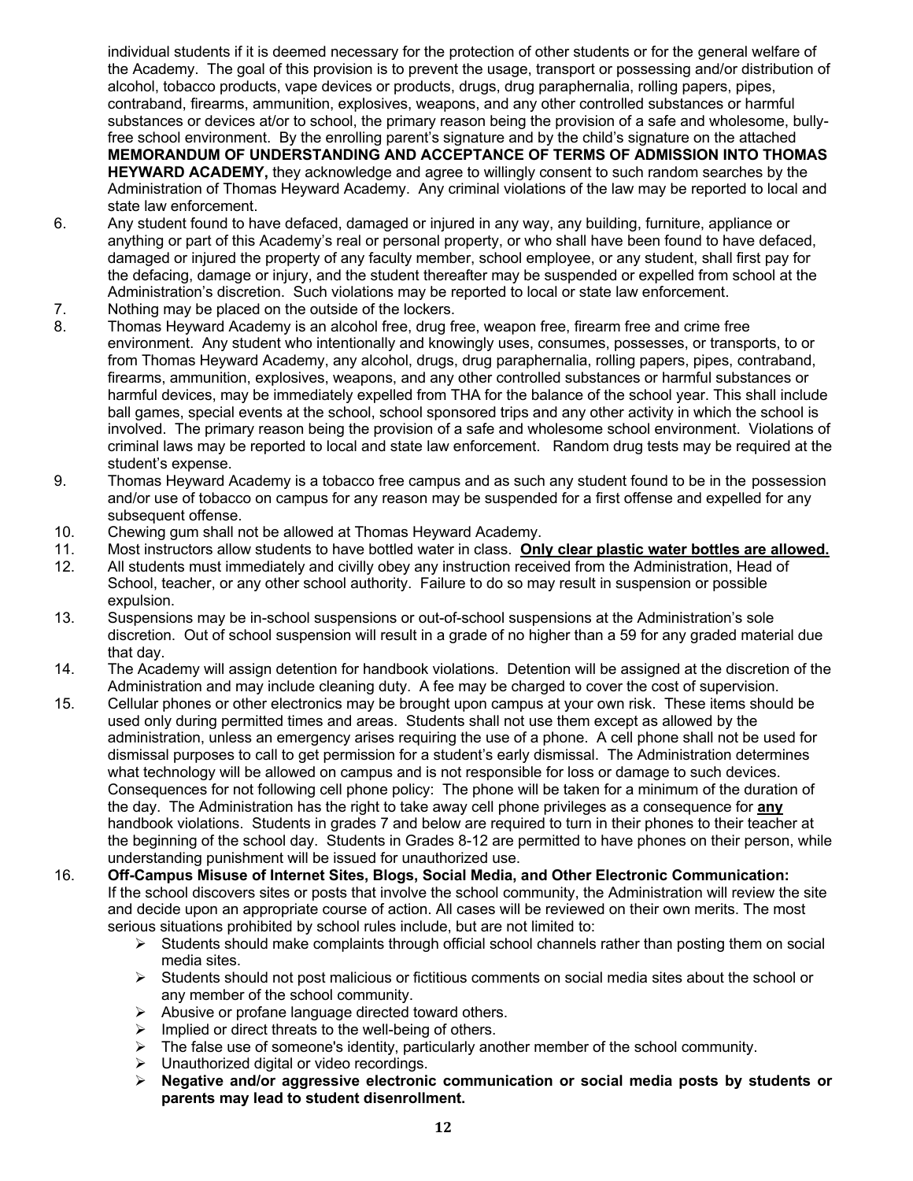individual students if it is deemed necessary for the protection of other students or for the general welfare of the Academy. The goal of this provision is to prevent the usage, transport or possessing and/or distribution of alcohol, tobacco products, vape devices or products, drugs, drug paraphernalia, rolling papers, pipes, contraband, firearms, ammunition, explosives, weapons, and any other controlled substances or harmful substances or devices at/or to school, the primary reason being the provision of a safe and wholesome, bully-free school environment. By the enrolling parent's signature and by the child's signature on the attached **MEMORANDUM OF UNDERSTANDING AND ACCEPTANCE OF TERMS OF ADMISSION INTO THOMAS HEYWARD ACADEMY,** they acknowledge and agree to willingly consent to such random searches by the Administration of Thomas Heyward Academy. Any criminal violations of the law may be reported to local and state law enforcement.

6. Any student found to have defaced, damaged or injured in any way, any building, furniture, appliance or anything or part of this Academy's real or personal property, or who shall have been found to have defaced, damaged or injured the property of any faculty member, school employee, or any student, shall first pay for the defacing, damage or injury, and the student thereafter may be suspended or expelled from school at the Administration's discretion. Such violations may be reported to local or state law enforcement.
7. Nothing may be placed on the outside of the lockers.
8. Thomas Heyward Academy is an alcohol free, drug free, weapon free, firearm free and crime free environment. Any student who intentionally and knowingly uses, consumes, possesses, or transports, to or from Thomas Heyward Academy, any alcohol, drugs, drug paraphernalia, rolling papers, pipes, contraband, firearms, ammunition, explosives, weapons, and any other controlled substances or harmful substances or harmful devices, may be immediately expelled from THA for the balance of the school year. This shall include ball games, special events at the school, school sponsored trips and any other activity in which the school is involved. The primary reason being the provision of a safe and wholesome school environment. Violations of criminal laws may be reported to local and state law enforcement. Random drug tests may be required at the student's expense.
9. Thomas Heyward Academy is a tobacco free campus and as such any student found to be in the possession and/or use of tobacco on campus for any reason may be suspended for a first offense and expelled for any subsequent offense.
10. Chewing gum shall not be allowed at Thomas Heyward Academy.
11. Most instructors allow students to have bottled water in class. **<u>Only clear plastic water bottles are allowed.</u>**
12. All students must immediately and civilly obey any instruction received from the Administration, Head of School, teacher, or any other school authority. Failure to do so may result in suspension or possible expulsion.
13. Suspensions may be in-school suspensions or out-of-school suspensions at the Administration's sole discretion. Out of school suspension will result in a grade of no higher than a 59 for any graded material due that day.
14. The Academy will assign detention for handbook violations. Detention will be assigned at the discretion of the Administration and may include cleaning duty. A fee may be charged to cover the cost of supervision.
15. Cellular phones or other electronics may be brought upon campus at your own risk. These items should be used only during permitted times and areas. Students shall not use them except as allowed by the administration, unless an emergency arises requiring the use of a phone. A cell phone shall not be used for dismissal purposes to call to get permission for a student's early dismissal. The Administration determines what technology will be allowed on campus and is not responsible for loss or damage to such devices. Consequences for not following cell phone policy: The phone will be taken for a minimum of the duration of the day. The Administration has the right to take away cell phone privileges as a consequence for **<u>any</u>** handbook violations. Students in grades 7 and below are required to turn in their phones to their teacher at the beginning of the school day. Students in Grades 8-12 are permitted to have phones on their person, while understanding punishment will be issued for unauthorized use.
16. **Off-Campus Misuse of Internet Sites, Blogs, Social Media, and Other Electronic Communication:** If the school discovers sites or posts that involve the school community, the Administration will review the site and decide upon an appropriate course of action. All cases will be reviewed on their own merits. The most serious situations prohibited by school rules include, but are not limited to:
    - Students should make complaints through official school channels rather than posting them on social media sites.
    - Students should not post malicious or fictitious comments on social media sites about the school or any member of the school community.
    - Abusive or profane language directed toward others.
    - Implied or direct threats to the well-being of others.
    - The false use of someone's identity, particularly another member of the school community.
    - Unauthorized digital or video recordings.
    - **Negative and/or aggressive electronic communication or social media posts by students or parents may lead to student disenrollment.**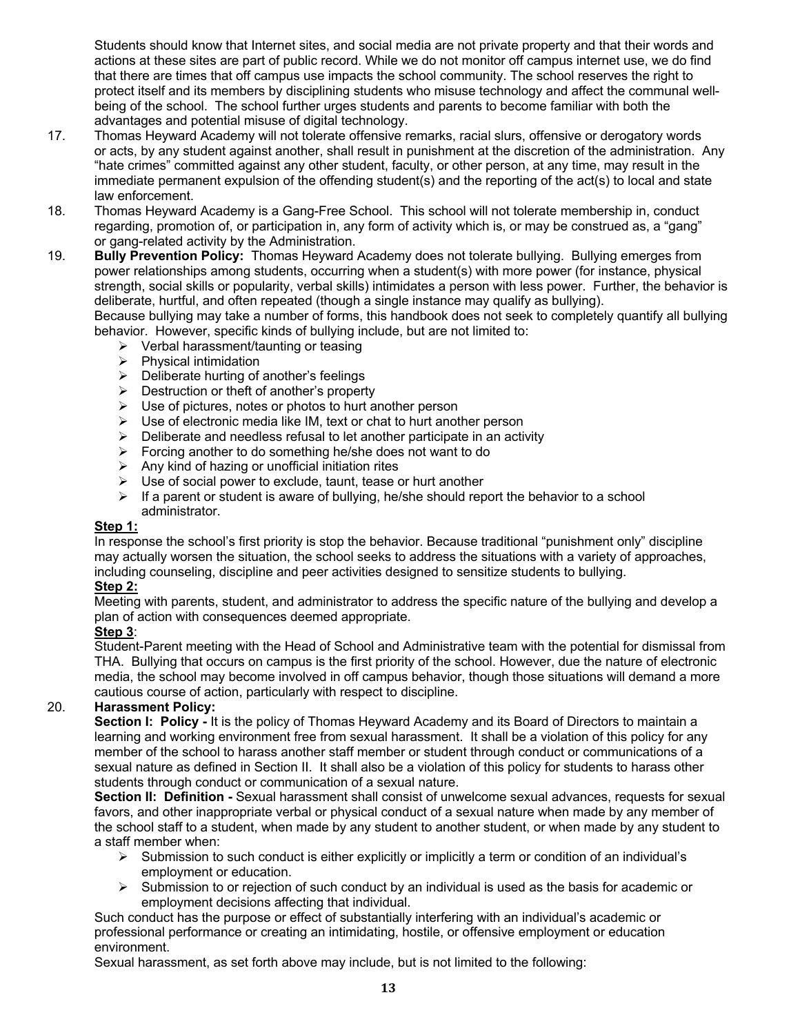Students should know that Internet sites, and social media are not private property and that their words and actions at these sites are part of public record. While we do not monitor off campus internet use, we do find that there are times that off campus use impacts the school community. The school reserves the right to protect itself and its members by disciplining students who misuse technology and affect the communal well-being of the school. The school further urges students and parents to become familiar with both the advantages and potential misuse of digital technology.

17. Thomas Heyward Academy will not tolerate offensive remarks, racial slurs, offensive or derogatory words or acts, by any student against another, shall result in punishment at the discretion of the administration. Any "hate crimes" committed against any other student, faculty, or other person, at any time, may result in the immediate permanent expulsion of the offending student(s) and the reporting of the act(s) to local and state law enforcement.
18. Thomas Heyward Academy is a Gang-Free School. This school will not tolerate membership in, conduct regarding, promotion of, or participation in, any form of activity which is, or may be construed as, a "gang" or gang-related activity by the Administration.
19. **Bully Prevention Policy:** Thomas Heyward Academy does not tolerate bullying. Bullying emerges from power relationships among students, occurring when a student(s) with more power (for instance, physical strength, social skills or popularity, verbal skills) intimidates a person with less power. Further, the behavior is deliberate, hurtful, and often repeated (though a single instance may qualify as bullying).
   Because bullying may take a number of forms, this handbook does not seek to completely quantify all bullying behavior. However, specific kinds of bullying include, but are not limited to:
   - Verbal harassment/taunting or teasing
   - Physical intimidation
   - Deliberate hurting of another's feelings
   - Destruction or theft of another's property
   - Use of pictures, notes or photos to hurt another person
   - Use of electronic media like IM, text or chat to hurt another person
   - Deliberate and needless refusal to let another participate in an activity
   - Forcing another to do something he/she does not want to do
   - Any kind of hazing or unofficial initiation rites
   - Use of social power to exclude, taunt, tease or hurt another
   - If a parent or student is aware of bullying, he/she should report the behavior to a school administrator.

   **<u>Step 1:</u>**
   In response the school's first priority is stop the behavior. Because traditional "punishment only" discipline may actually worsen the situation, the school seeks to address the situations with a variety of approaches, including counseling, discipline and peer activities designed to sensitize students to bullying.
   **<u>Step 2:</u>**
   Meeting with parents, student, and administrator to address the specific nature of the bullying and develop a plan of action with consequences deemed appropriate.
   **<u>Step 3</u>**:
   Student-Parent meeting with the Head of School and Administrative team with the potential for dismissal from THA. Bullying that occurs on campus is the first priority of the school. However, due the nature of electronic media, the school may become involved in off campus behavior, though those situations will demand a more cautious course of action, particularly with respect to discipline.
20. **Harassment Policy:**
   **Section I: Policy -** It is the policy of Thomas Heyward Academy and its Board of Directors to maintain a learning and working environment free from sexual harassment. It shall be a violation of this policy for any member of the school to harass another staff member or student through conduct or communications of a sexual nature as defined in Section II. It shall also be a violation of this policy for students to harass other students through conduct or communication of a sexual nature.
   **Section II: Definition -** Sexual harassment shall consist of unwelcome sexual advances, requests for sexual favors, and other inappropriate verbal or physical conduct of a sexual nature when made by any member of the school staff to a student, when made by any student to another student, or when made by any student to a staff member when:
   - Submission to such conduct is either explicitly or implicitly a term or condition of an individual's employment or education.
   - Submission to or rejection of such conduct by an individual is used as the basis for academic or employment decisions affecting that individual.

   Such conduct has the purpose or effect of substantially interfering with an individual's academic or professional performance or creating an intimidating, hostile, or offensive employment or education environment.
   Sexual harassment, as set forth above may include, but is not limited to the following: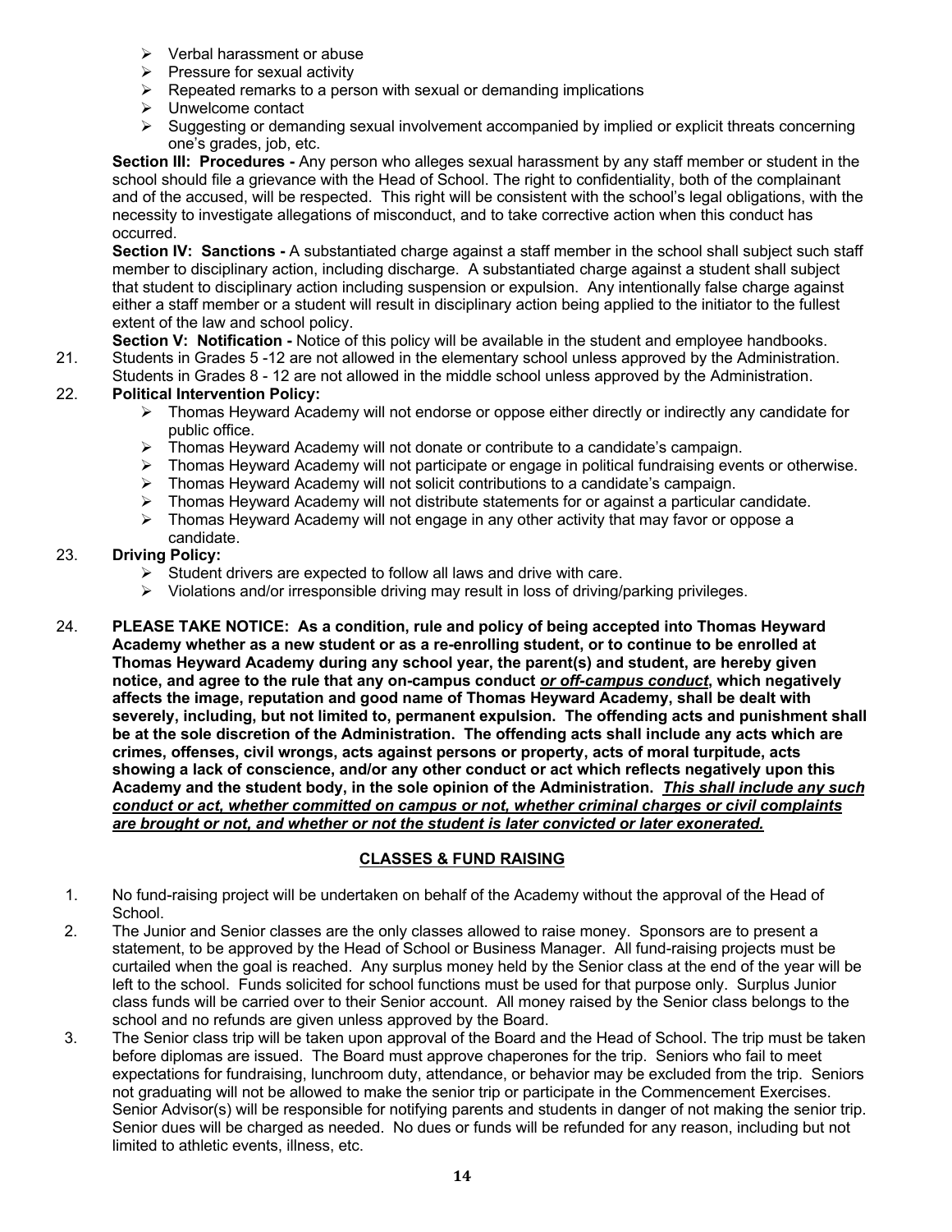- Verbal harassment or abuse
- Pressure for sexual activity
- Repeated remarks to a person with sexual or demanding implications
- Unwelcome contact
- Suggesting or demanding sexual involvement accompanied by implied or explicit threats concerning one's grades, job, etc.

**Section III: Procedures -** Any person who alleges sexual harassment by any staff member or student in the school should file a grievance with the Head of School. The right to confidentiality, both of the complainant and of the accused, will be respected. This right will be consistent with the school's legal obligations, with the necessity to investigate allegations of misconduct, and to take corrective action when this conduct has occurred.

**Section IV: Sanctions -** A substantiated charge against a staff member in the school shall subject such staff member to disciplinary action, including discharge. A substantiated charge against a student shall subject that student to disciplinary action including suspension or expulsion. Any intentionally false charge against either a staff member or a student will result in disciplinary action being applied to the initiator to the fullest extent of the law and school policy.

**Section V: Notification -** Notice of this policy will be available in the student and employee handbooks.

21. Students in Grades 5 -12 are not allowed in the elementary school unless approved by the Administration. Students in Grades 8 - 12 are not allowed in the middle school unless approved by the Administration.
22. **Political Intervention Policy:**
    - Thomas Heyward Academy will not endorse or oppose either directly or indirectly any candidate for public office.
    - Thomas Heyward Academy will not donate or contribute to a candidate's campaign.
    - Thomas Heyward Academy will not participate or engage in political fundraising events or otherwise.
    - Thomas Heyward Academy will not solicit contributions to a candidate's campaign.
    - Thomas Heyward Academy will not distribute statements for or against a particular candidate.
    - Thomas Heyward Academy will not engage in any other activity that may favor or oppose a candidate.
23. **Driving Policy:**
    - Student drivers are expected to follow all laws and drive with care.
    - Violations and/or irresponsible driving may result in loss of driving/parking privileges.
24. **PLEASE TAKE NOTICE: As a condition, rule and policy of being accepted into Thomas Heyward Academy whether as a new student or as a re-enrolling student, or to continue to be enrolled at Thomas Heyward Academy during any school year, the parent(s) and student, are hereby given notice, and agree to the rule that any on-campus conduct *<u>or off-campus conduct</u>*, which negatively affects the image, reputation and good name of Thomas Heyward Academy, shall be dealt with severely, including, but not limited to, permanent expulsion. The offending acts and punishment shall be at the sole discretion of the Administration. The offending acts shall include any acts which are crimes, offenses, civil wrongs, acts against persons or property, acts of moral turpitude, acts showing a lack of conscience, and/or any other conduct or act which reflects negatively upon this Academy and the student body, in the sole opinion of the Administration. *<u>This shall include any such conduct or act, whether committed on campus or not, whether criminal charges or civil complaints are brought or not, and whether or not the student is later convicted or later exonerated.</u>***

## CLASSES & FUND RAISING

1. No fund-raising project will be undertaken on behalf of the Academy without the approval of the Head of School.
2. The Junior and Senior classes are the only classes allowed to raise money. Sponsors are to present a statement, to be approved by the Head of School or Business Manager. All fund-raising projects must be curtailed when the goal is reached. Any surplus money held by the Senior class at the end of the year will be left to the school. Funds solicited for school functions must be used for that purpose only. Surplus Junior class funds will be carried over to their Senior account. All money raised by the Senior class belongs to the school and no refunds are given unless approved by the Board.
3. The Senior class trip will be taken upon approval of the Board and the Head of School. The trip must be taken before diplomas are issued. The Board must approve chaperones for the trip. Seniors who fail to meet expectations for fundraising, lunchroom duty, attendance, or behavior may be excluded from the trip. Seniors not graduating will not be allowed to make the senior trip or participate in the Commencement Exercises. Senior Advisor(s) will be responsible for notifying parents and students in danger of not making the senior trip. Senior dues will be charged as needed. No dues or funds will be refunded for any reason, including but not limited to athletic events, illness, etc.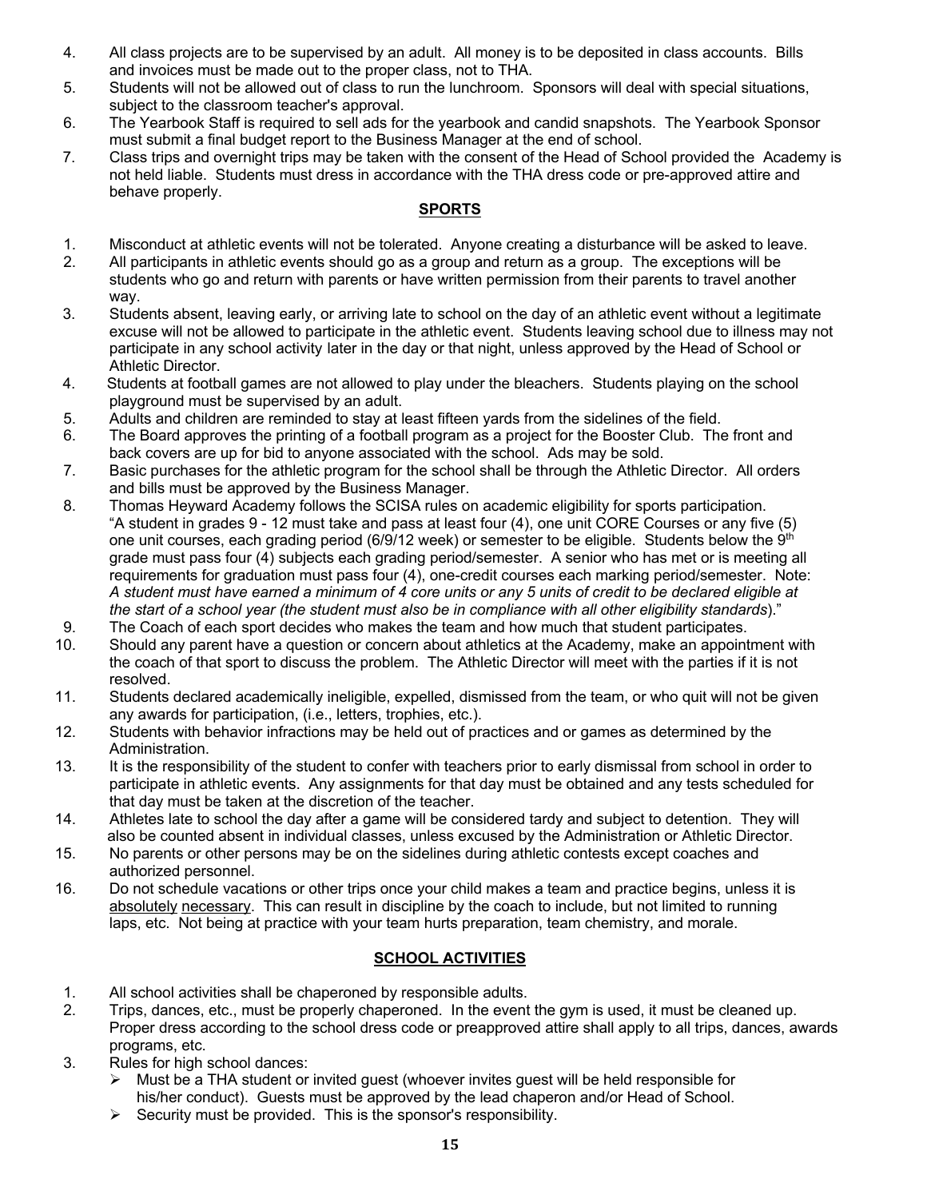4. All class projects are to be supervised by an adult. All money is to be deposited in class accounts. Bills and invoices must be made out to the proper class, not to THA.
5. Students will not be allowed out of class to run the lunchroom. Sponsors will deal with special situations, subject to the classroom teacher's approval.
6. The Yearbook Staff is required to sell ads for the yearbook and candid snapshots. The Yearbook Sponsor must submit a final budget report to the Business Manager at the end of school.
7. Class trips and overnight trips may be taken with the consent of the Head of School provided the Academy is not held liable. Students must dress in accordance with the THA dress code or pre-approved attire and behave properly.

## SPORTS

1. Misconduct at athletic events will not be tolerated. Anyone creating a disturbance will be asked to leave.
2. All participants in athletic events should go as a group and return as a group. The exceptions will be students who go and return with parents or have written permission from their parents to travel another way.
3. Students absent, leaving early, or arriving late to school on the day of an athletic event without a legitimate excuse will not be allowed to participate in the athletic event. Students leaving school due to illness may not participate in any school activity later in the day or that night, unless approved by the Head of School or Athletic Director.
4. Students at football games are not allowed to play under the bleachers. Students playing on the school playground must be supervised by an adult.
5. Adults and children are reminded to stay at least fifteen yards from the sidelines of the field.
6. The Board approves the printing of a football program as a project for the Booster Club. The front and back covers are up for bid to anyone associated with the school. Ads may be sold.
7. Basic purchases for the athletic program for the school shall be through the Athletic Director. All orders and bills must be approved by the Business Manager.
8. Thomas Heyward Academy follows the SCISA rules on academic eligibility for sports participation. "A student in grades 9 - 12 must take and pass at least four (4), one unit CORE Courses or any five (5) one unit courses, each grading period (6/9/12 week) or semester to be eligible. Students below the 9th grade must pass four (4) subjects each grading period/semester. A senior who has met or is meeting all requirements for graduation must pass four (4), one-credit courses each marking period/semester. Note: *A student must have earned a minimum of 4 core units or any 5 units of credit to be declared eligible at the start of a school year (the student must also be in compliance with all other eligibility standards*)."
9. The Coach of each sport decides who makes the team and how much that student participates.
10. Should any parent have a question or concern about athletics at the Academy, make an appointment with the coach of that sport to discuss the problem. The Athletic Director will meet with the parties if it is not resolved.
11. Students declared academically ineligible, expelled, dismissed from the team, or who quit will not be given any awards for participation, (i.e., letters, trophies, etc.).
12. Students with behavior infractions may be held out of practices and or games as determined by the Administration.
13. It is the responsibility of the student to confer with teachers prior to early dismissal from school in order to participate in athletic events. Any assignments for that day must be obtained and any tests scheduled for that day must be taken at the discretion of the teacher.
14. Athletes late to school the day after a game will be considered tardy and subject to detention. They will also be counted absent in individual classes, unless excused by the Administration or Athletic Director.
15. No parents or other persons may be on the sidelines during athletic contests except coaches and authorized personnel.
16. Do not schedule vacations or other trips once your child makes a team and practice begins, unless it is <u>absolutely</u> <u>necessary</u>. This can result in discipline by the coach to include, but not limited to running laps, etc. Not being at practice with your team hurts preparation, team chemistry, and morale.

## SCHOOL ACTIVITIES

1. All school activities shall be chaperoned by responsible adults.
2. Trips, dances, etc., must be properly chaperoned. In the event the gym is used, it must be cleaned up. Proper dress according to the school dress code or preapproved attire shall apply to all trips, dances, awards programs, etc.
3. Rules for high school dances:
   - Must be a THA student or invited guest (whoever invites guest will be held responsible for his/her conduct). Guests must be approved by the lead chaperon and/or Head of School.
   - Security must be provided. This is the sponsor's responsibility.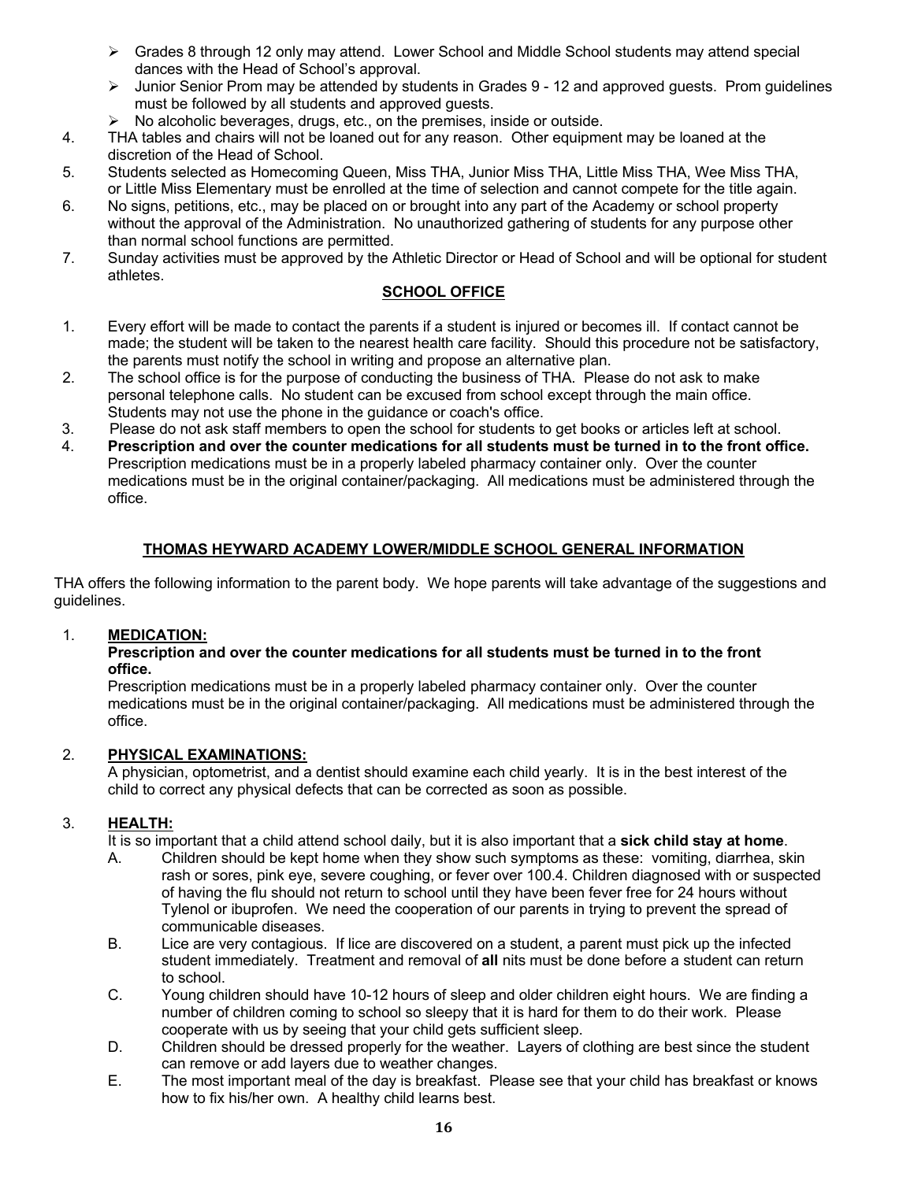- Grades 8 through 12 only may attend. Lower School and Middle School students may attend special dances with the Head of School's approval.
- Junior Senior Prom may be attended by students in Grades 9 - 12 and approved guests. Prom guidelines must be followed by all students and approved guests.
- No alcoholic beverages, drugs, etc., on the premises, inside or outside.

4. THA tables and chairs will not be loaned out for any reason. Other equipment may be loaned at the discretion of the Head of School.
5. Students selected as Homecoming Queen, Miss THA, Junior Miss THA, Little Miss THA, Wee Miss THA, or Little Miss Elementary must be enrolled at the time of selection and cannot compete for the title again.
6. No signs, petitions, etc., may be placed on or brought into any part of the Academy or school property without the approval of the Administration. No unauthorized gathering of students for any purpose other than normal school functions are permitted.
7. Sunday activities must be approved by the Athletic Director or Head of School and will be optional for student athletes.

## SCHOOL OFFICE

1. Every effort will be made to contact the parents if a student is injured or becomes ill. If contact cannot be made; the student will be taken to the nearest health care facility. Should this procedure not be satisfactory, the parents must notify the school in writing and propose an alternative plan.
2. The school office is for the purpose of conducting the business of THA. Please do not ask to make personal telephone calls. No student can be excused from school except through the main office. Students may not use the phone in the guidance or coach's office.
3. Please do not ask staff members to open the school for students to get books or articles left at school.
4. **Prescription and over the counter medications for all students must be turned in to the front office.** Prescription medications must be in a properly labeled pharmacy container only. Over the counter medications must be in the original container/packaging. All medications must be administered through the office.

## THOMAS HEYWARD ACADEMY LOWER/MIDDLE SCHOOL GENERAL INFORMATION

THA offers the following information to the parent body. We hope parents will take advantage of the suggestions and guidelines.

1. **MEDICATION:**
   **Prescription and over the counter medications for all students must be turned in to the front office.**
   Prescription medications must be in a properly labeled pharmacy container only. Over the counter medications must be in the original container/packaging. All medications must be administered through the office.

2. **PHYSICAL EXAMINATIONS:**
   A physician, optometrist, and a dentist should examine each child yearly. It is in the best interest of the child to correct any physical defects that can be corrected as soon as possible.

3. **HEALTH:**
   It is so important that a child attend school daily, but it is also important that a **sick child stay at home**.
   A. Children should be kept home when they show such symptoms as these: vomiting, diarrhea, skin rash or sores, pink eye, severe coughing, or fever over 100.4. Children diagnosed with or suspected of having the flu should not return to school until they have been fever free for 24 hours without Tylenol or ibuprofen. We need the cooperation of our parents in trying to prevent the spread of communicable diseases.
   B. Lice are very contagious. If lice are discovered on a student, a parent must pick up the infected student immediately. Treatment and removal of **all** nits must be done before a student can return to school.
   C. Young children should have 10-12 hours of sleep and older children eight hours. We are finding a number of children coming to school so sleepy that it is hard for them to do their work. Please cooperate with us by seeing that your child gets sufficient sleep.
   D. Children should be dressed properly for the weather. Layers of clothing are best since the student can remove or add layers due to weather changes.
   E. The most important meal of the day is breakfast. Please see that your child has breakfast or knows how to fix his/her own. A healthy child learns best.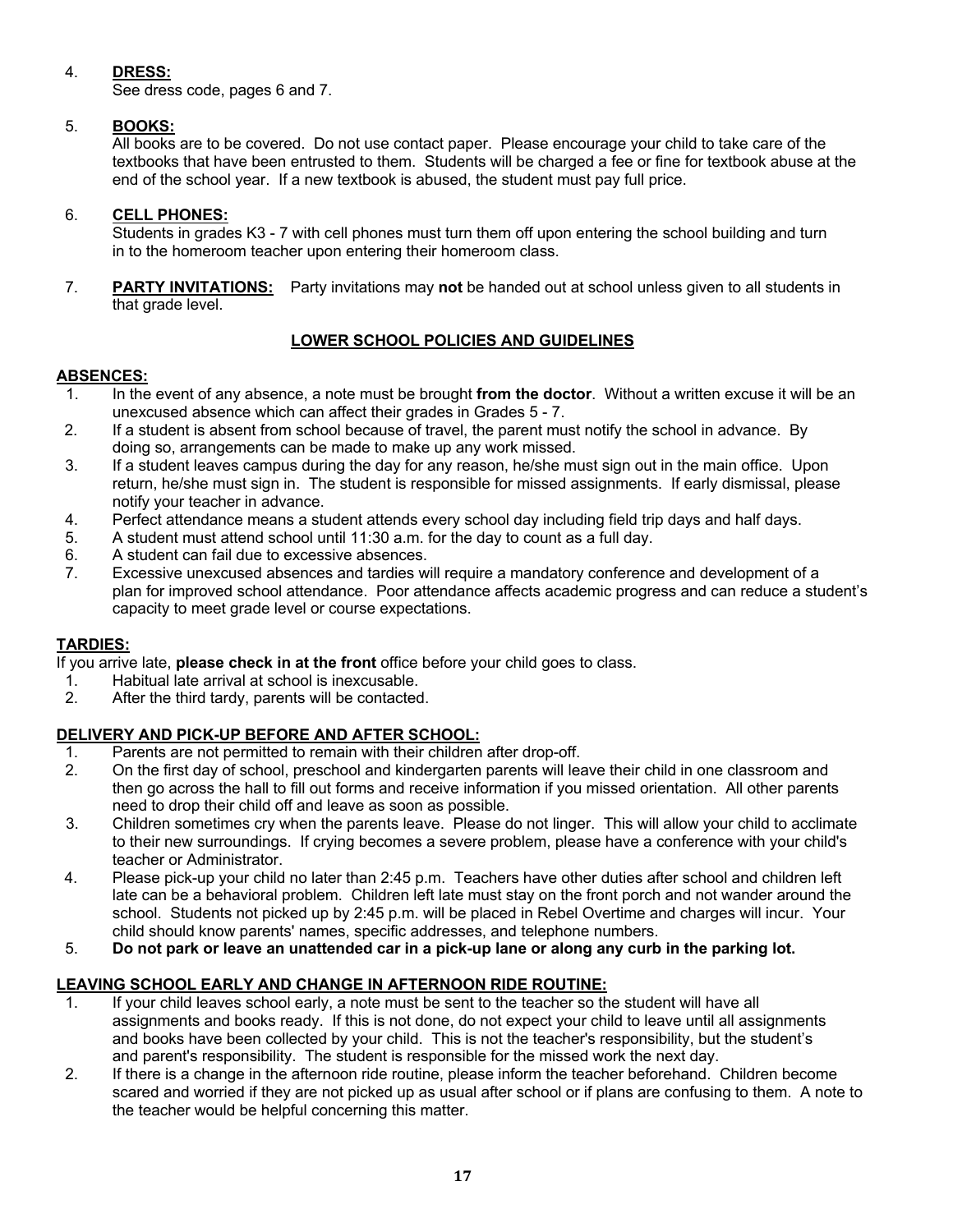4. **DRESS:**
   See dress code, pages 6 and 7.

5. **BOOKS:**
   All books are to be covered. Do not use contact paper. Please encourage your child to take care of the textbooks that have been entrusted to them. Students will be charged a fee or fine for textbook abuse at the end of the school year. If a new textbook is abused, the student must pay full price.

6. **CELL PHONES:**
   Students in grades K3 - 7 with cell phones must turn them off upon entering the school building and turn in to the homeroom teacher upon entering their homeroom class.

7. **PARTY INVITATIONS:** Party invitations may **not** be handed out at school unless given to all students in that grade level.

## LOWER SCHOOL POLICIES AND GUIDELINES

### ABSENCES:

1. In the event of any absence, a note must be brought **from the doctor**. Without a written excuse it will be an unexcused absence which can affect their grades in Grades 5 - 7.
2. If a student is absent from school because of travel, the parent must notify the school in advance. By doing so, arrangements can be made to make up any work missed.
3. If a student leaves campus during the day for any reason, he/she must sign out in the main office. Upon return, he/she must sign in. The student is responsible for missed assignments. If early dismissal, please notify your teacher in advance.
4. Perfect attendance means a student attends every school day including field trip days and half days.
5. A student must attend school until 11:30 a.m. for the day to count as a full day.
6. A student can fail due to excessive absences.
7. Excessive unexcused absences and tardies will require a mandatory conference and development of a plan for improved school attendance. Poor attendance affects academic progress and can reduce a student's capacity to meet grade level or course expectations.

### TARDIES:

If you arrive late, **please check in at the front** office before your child goes to class.

1. Habitual late arrival at school is inexcusable.
2. After the third tardy, parents will be contacted.

### DELIVERY AND PICK-UP BEFORE AND AFTER SCHOOL:

1. Parents are not permitted to remain with their children after drop-off.
2. On the first day of school, preschool and kindergarten parents will leave their child in one classroom and then go across the hall to fill out forms and receive information if you missed orientation. All other parents need to drop their child off and leave as soon as possible.
3. Children sometimes cry when the parents leave. Please do not linger. This will allow your child to acclimate to their new surroundings. If crying becomes a severe problem, please have a conference with your child's teacher or Administrator.
4. Please pick-up your child no later than 2:45 p.m. Teachers have other duties after school and children left late can be a behavioral problem. Children left late must stay on the front porch and not wander around the school. Students not picked up by 2:45 p.m. will be placed in Rebel Overtime and charges will incur. Your child should know parents' names, specific addresses, and telephone numbers.
5. **Do not park or leave an unattended car in a pick-up lane or along any curb in the parking lot.**

### LEAVING SCHOOL EARLY AND CHANGE IN AFTERNOON RIDE ROUTINE:

1. If your child leaves school early, a note must be sent to the teacher so the student will have all assignments and books ready. If this is not done, do not expect your child to leave until all assignments and books have been collected by your child. This is not the teacher's responsibility, but the student's and parent's responsibility. The student is responsible for the missed work the next day.
2. If there is a change in the afternoon ride routine, please inform the teacher beforehand. Children become scared and worried if they are not picked up as usual after school or if plans are confusing to them. A note to the teacher would be helpful concerning this matter.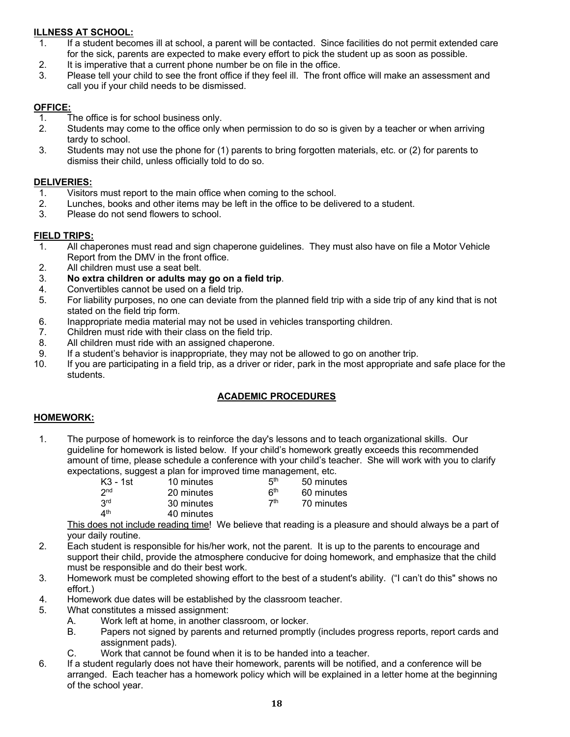**ILLNESS AT SCHOOL:**

1. If a student becomes ill at school, a parent will be contacted. Since facilities do not permit extended care for the sick, parents are expected to make every effort to pick the student up as soon as possible.
2. It is imperative that a current phone number be on file in the office.
3. Please tell your child to see the front office if they feel ill. The front office will make an assessment and call you if your child needs to be dismissed.

**OFFICE:**

1. The office is for school business only.
2. Students may come to the office only when permission to do so is given by a teacher or when arriving tardy to school.
3. Students may not use the phone for (1) parents to bring forgotten materials, etc. or (2) for parents to dismiss their child, unless officially told to do so.

**DELIVERIES:**

1. Visitors must report to the main office when coming to the school.
2. Lunches, books and other items may be left in the office to be delivered to a student.
3. Please do not send flowers to school.

**FIELD TRIPS:**

1. All chaperones must read and sign chaperone guidelines. They must also have on file a Motor Vehicle Report from the DMV in the front office.
2. All children must use a seat belt.
3. **No extra children or adults may go on a field trip**.
4. Convertibles cannot be used on a field trip.
5. For liability purposes, no one can deviate from the planned field trip with a side trip of any kind that is not stated on the field trip form.
6. Inappropriate media material may not be used in vehicles transporting children.
7. Children must ride with their class on the field trip.
8. All children must ride with an assigned chaperone.
9. If a student's behavior is inappropriate, they may not be allowed to go on another trip.
10. If you are participating in a field trip, as a driver or rider, park in the most appropriate and safe place for the students.

## ACADEMIC PROCEDURES

**HOMEWORK:**

1. The purpose of homework is to reinforce the day's lessons and to teach organizational skills. Our guideline for homework is listed below. If your child's homework greatly exceeds this recommended amount of time, please schedule a conference with your child's teacher. She will work with you to clarify expectations, suggest a plan for improved time management, etc.

| | | | |
|---|---|---|---|
| K3 - 1st | 10 minutes | 5th | 50 minutes |
| 2nd | 20 minutes | 6th | 60 minutes |
| 3rd | 30 minutes | 7th | 70 minutes |
| 4th | 40 minutes | | |

   This does not include reading time! We believe that reading is a pleasure and should always be a part of your daily routine.
2. Each student is responsible for his/her work, not the parent. It is up to the parents to encourage and support their child, provide the atmosphere conducive for doing homework, and emphasize that the child must be responsible and do their best work.
3. Homework must be completed showing effort to the best of a student's ability. ("I can't do this" shows no effort.)
4. Homework due dates will be established by the classroom teacher.
5. What constitutes a missed assignment:
   A. Work left at home, in another classroom, or locker.
   B. Papers not signed by parents and returned promptly (includes progress reports, report cards and assignment pads).
   C. Work that cannot be found when it is to be handed into a teacher.
6. If a student regularly does not have their homework, parents will be notified, and a conference will be arranged. Each teacher has a homework policy which will be explained in a letter home at the beginning of the school year.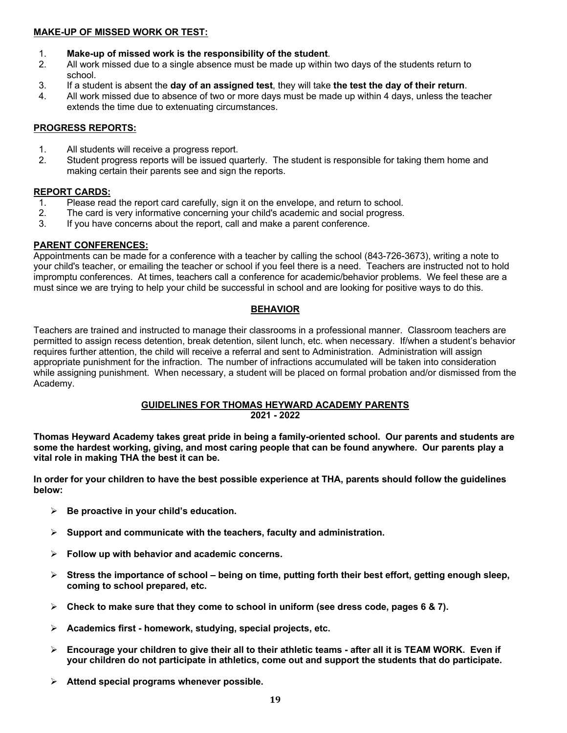**MAKE-UP OF MISSED WORK OR TEST:**

1. **Make-up of missed work is the responsibility of the student**.
2. All work missed due to a single absence must be made up within two days of the students return to school.
3. If a student is absent the **day of an assigned test**, they will take **the test the day of their return**.
4. All work missed due to absence of two or more days must be made up within 4 days, unless the teacher extends the time due to extenuating circumstances.

**PROGRESS REPORTS:**

1. All students will receive a progress report.
2. Student progress reports will be issued quarterly. The student is responsible for taking them home and making certain their parents see and sign the reports.

**REPORT CARDS:**

1. Please read the report card carefully, sign it on the envelope, and return to school.
2. The card is very informative concerning your child's academic and social progress.
3. If you have concerns about the report, call and make a parent conference.

**PARENT CONFERENCES:**

Appointments can be made for a conference with a teacher by calling the school (843-726-3673), writing a note to your child's teacher, or emailing the teacher or school if you feel there is a need. Teachers are instructed not to hold impromptu conferences. At times, teachers call a conference for academic/behavior problems. We feel these are a must since we are trying to help your child be successful in school and are looking for positive ways to do this.

## BEHAVIOR

Teachers are trained and instructed to manage their classrooms in a professional manner. Classroom teachers are permitted to assign recess detention, break detention, silent lunch, etc. when necessary. If/when a student's behavior requires further attention, the child will receive a referral and sent to Administration. Administration will assign appropriate punishment for the infraction. The number of infractions accumulated will be taken into consideration while assigning punishment. When necessary, a student will be placed on formal probation and/or dismissed from the Academy.

## GUIDELINES FOR THOMAS HEYWARD ACADEMY PARENTS
## 2021 - 2022

**Thomas Heyward Academy takes great pride in being a family-oriented school. Our parents and students are some the hardest working, giving, and most caring people that can be found anywhere. Our parents play a vital role in making THA the best it can be.**

**In order for your children to have the best possible experience at THA, parents should follow the guidelines below:**

- **Be proactive in your child's education.**
- **Support and communicate with the teachers, faculty and administration.**
- **Follow up with behavior and academic concerns.**
- **Stress the importance of school – being on time, putting forth their best effort, getting enough sleep, coming to school prepared, etc.**
- **Check to make sure that they come to school in uniform (see dress code, pages 6 & 7).**
- **Academics first - homework, studying, special projects, etc.**
- **Encourage your children to give their all to their athletic teams - after all it is TEAM WORK. Even if your children do not participate in athletics, come out and support the students that do participate.**
- **Attend special programs whenever possible.**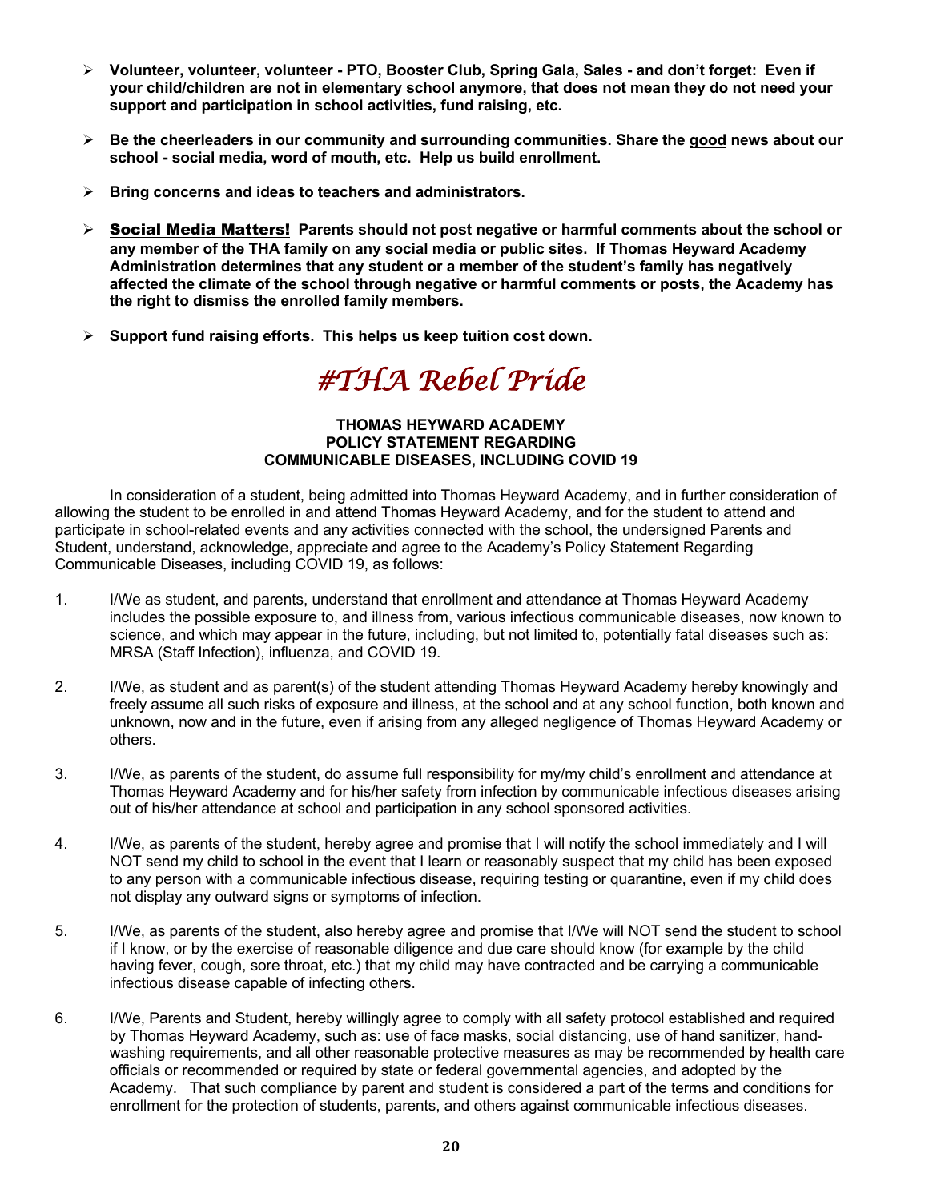- **Volunteer, volunteer, volunteer - PTO, Booster Club, Spring Gala, Sales - and don't forget: Even if your child/children are not in elementary school anymore, that does not mean they do not need your support and participation in school activities, fund raising, etc.**

- **Be the cheerleaders in our community and surrounding communities. Share the <u>good</u> news about our school - social media, word of mouth, etc. Help us build enrollment.**

- **Bring concerns and ideas to teachers and administrators.**

- **<u>Social Media Matters!</u> Parents should not post negative or harmful comments about the school or any member of the THA family on any social media or public sites. If Thomas Heyward Academy Administration determines that any student or a member of the student's family has negatively affected the climate of the school through negative or harmful comments or posts, the Academy has the right to dismiss the enrolled family members.**

- **Support fund raising efforts. This helps us keep tuition cost down.**

# *#THA Rebel Pride*

**THOMAS HEYWARD ACADEMY**
**POLICY STATEMENT REGARDING**
**COMMUNICABLE DISEASES, INCLUDING COVID 19**

In consideration of a student, being admitted into Thomas Heyward Academy, and in further consideration of allowing the student to be enrolled in and attend Thomas Heyward Academy, and for the student to attend and participate in school-related events and any activities connected with the school, the undersigned Parents and Student, understand, acknowledge, appreciate and agree to the Academy's Policy Statement Regarding Communicable Diseases, including COVID 19, as follows:

1. I/We as student, and parents, understand that enrollment and attendance at Thomas Heyward Academy includes the possible exposure to, and illness from, various infectious communicable diseases, now known to science, and which may appear in the future, including, but not limited to, potentially fatal diseases such as: MRSA (Staff Infection), influenza, and COVID 19.

2. I/We, as student and as parent(s) of the student attending Thomas Heyward Academy hereby knowingly and freely assume all such risks of exposure and illness, at the school and at any school function, both known and unknown, now and in the future, even if arising from any alleged negligence of Thomas Heyward Academy or others.

3. I/We, as parents of the student, do assume full responsibility for my/my child's enrollment and attendance at Thomas Heyward Academy and for his/her safety from infection by communicable infectious diseases arising out of his/her attendance at school and participation in any school sponsored activities.

4. I/We, as parents of the student, hereby agree and promise that I will notify the school immediately and I will NOT send my child to school in the event that I learn or reasonably suspect that my child has been exposed to any person with a communicable infectious disease, requiring testing or quarantine, even if my child does not display any outward signs or symptoms of infection.

5. I/We, as parents of the student, also hereby agree and promise that I/We will NOT send the student to school if I know, or by the exercise of reasonable diligence and due care should know (for example by the child having fever, cough, sore throat, etc.) that my child may have contracted and be carrying a communicable infectious disease capable of infecting others.

6. I/We, Parents and Student, hereby willingly agree to comply with all safety protocol established and required by Thomas Heyward Academy, such as: use of face masks, social distancing, use of hand sanitizer, hand-washing requirements, and all other reasonable protective measures as may be recommended by health care officials or recommended or required by state or federal governmental agencies, and adopted by the Academy. That such compliance by parent and student is considered a part of the terms and conditions for enrollment for the protection of students, parents, and others against communicable infectious diseases.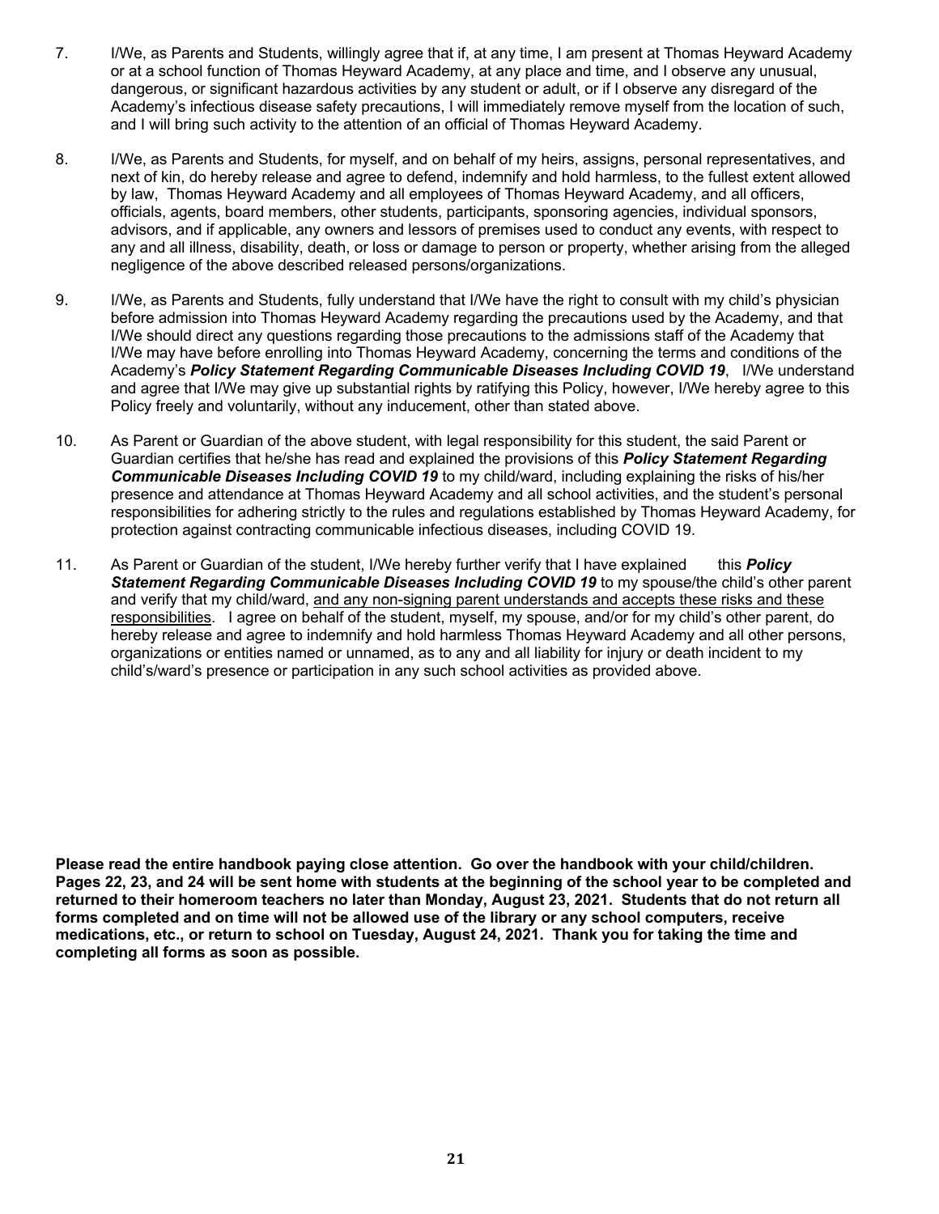7. I/We, as Parents and Students, willingly agree that if, at any time, I am present at Thomas Heyward Academy or at a school function of Thomas Heyward Academy, at any place and time, and I observe any unusual, dangerous, or significant hazardous activities by any student or adult, or if I observe any disregard of the Academy's infectious disease safety precautions, I will immediately remove myself from the location of such, and I will bring such activity to the attention of an official of Thomas Heyward Academy.

8. I/We, as Parents and Students, for myself, and on behalf of my heirs, assigns, personal representatives, and next of kin, do hereby release and agree to defend, indemnify and hold harmless, to the fullest extent allowed by law, Thomas Heyward Academy and all employees of Thomas Heyward Academy, and all officers, officials, agents, board members, other students, participants, sponsoring agencies, individual sponsors, advisors, and if applicable, any owners and lessors of premises used to conduct any events, with respect to any and all illness, disability, death, or loss or damage to person or property, whether arising from the alleged negligence of the above described released persons/organizations.

9. I/We, as Parents and Students, fully understand that I/We have the right to consult with my child's physician before admission into Thomas Heyward Academy regarding the precautions used by the Academy, and that I/We should direct any questions regarding those precautions to the admissions staff of the Academy that I/We may have before enrolling into Thomas Heyward Academy, concerning the terms and conditions of the Academy's ***Policy Statement Regarding Communicable Diseases Including COVID 19***, I/We understand and agree that I/We may give up substantial rights by ratifying this Policy, however, I/We hereby agree to this Policy freely and voluntarily, without any inducement, other than stated above.

10. As Parent or Guardian of the above student, with legal responsibility for this student, the said Parent or Guardian certifies that he/she has read and explained the provisions of this ***Policy Statement Regarding Communicable Diseases Including COVID 19*** to my child/ward, including explaining the risks of his/her presence and attendance at Thomas Heyward Academy and all school activities, and the student's personal responsibilities for adhering strictly to the rules and regulations established by Thomas Heyward Academy, for protection against contracting communicable infectious diseases, including COVID 19.

11. As Parent or Guardian of the student, I/We hereby further verify that I have explained this ***Policy Statement Regarding Communicable Diseases Including COVID 19*** to my spouse/the child's other parent and verify that my child/ward, <u>and any non-signing parent understands and accepts these risks and these responsibilities</u>. I agree on behalf of the student, myself, my spouse, and/or for my child's other parent, do hereby release and agree to indemnify and hold harmless Thomas Heyward Academy and all other persons, organizations or entities named or unnamed, as to any and all liability for injury or death incident to my child's/ward's presence or participation in any such school activities as provided above.

**Please read the entire handbook paying close attention. Go over the handbook with your child/children. Pages 22, 23, and 24 will be sent home with students at the beginning of the school year to be completed and returned to their homeroom teachers no later than Monday, August 23, 2021. Students that do not return all forms completed and on time will not be allowed use of the library or any school computers, receive medications, etc., or return to school on Tuesday, August 24, 2021. Thank you for taking the time and completing all forms as soon as possible.**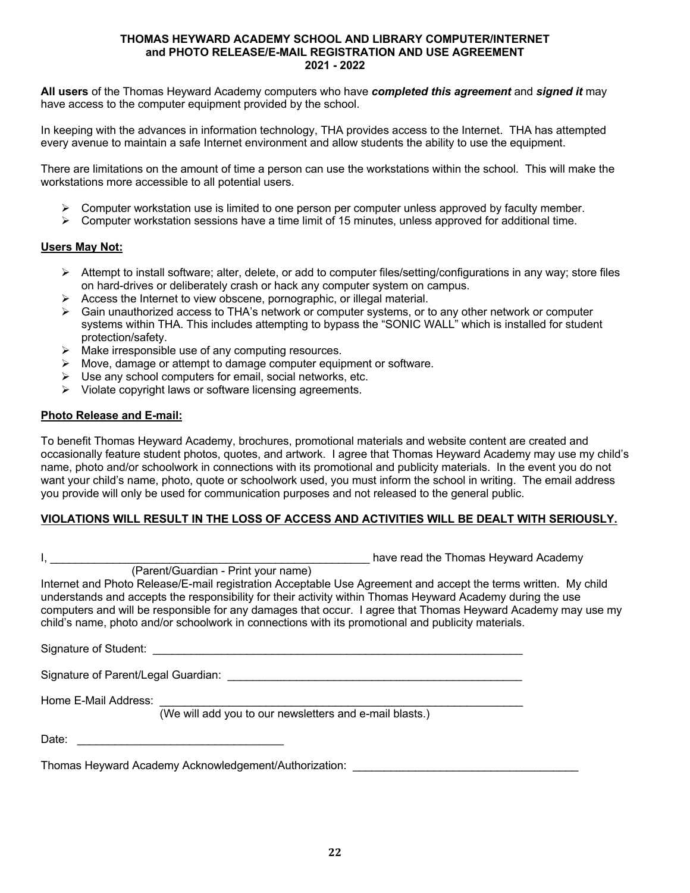# THOMAS HEYWARD ACADEMY SCHOOL AND LIBRARY COMPUTER/INTERNET and PHOTO RELEASE/E-MAIL REGISTRATION AND USE AGREEMENT 2021 - 2022

**All users** of the Thomas Heyward Academy computers who have ***completed this agreement*** and ***signed it*** may have access to the computer equipment provided by the school.

In keeping with the advances in information technology, THA provides access to the Internet. THA has attempted every avenue to maintain a safe Internet environment and allow students the ability to use the equipment.

There are limitations on the amount of time a person can use the workstations within the school. This will make the workstations more accessible to all potential users.

- Computer workstation use is limited to one person per computer unless approved by faculty member.
- Computer workstation sessions have a time limit of 15 minutes, unless approved for additional time.

**Users May Not:**

- Attempt to install software; alter, delete, or add to computer files/setting/configurations in any way; store files on hard-drives or deliberately crash or hack any computer system on campus.
- Access the Internet to view obscene, pornographic, or illegal material.
- Gain unauthorized access to THA's network or computer systems, or to any other network or computer systems within THA. This includes attempting to bypass the "SONIC WALL" which is installed for student protection/safety.
- Make irresponsible use of any computing resources.
- Move, damage or attempt to damage computer equipment or software.
- Use any school computers for email, social networks, etc.
- Violate copyright laws or software licensing agreements.

**Photo Release and E-mail:**

To benefit Thomas Heyward Academy, brochures, promotional materials and website content are created and occasionally feature student photos, quotes, and artwork. I agree that Thomas Heyward Academy may use my child's name, photo and/or schoolwork in connections with its promotional and publicity materials. In the event you do not want your child's name, photo, quote or schoolwork used, you must inform the school in writing. The email address you provide will only be used for communication purposes and not released to the general public.

**VIOLATIONS WILL RESULT IN THE LOSS OF ACCESS AND ACTIVITIES WILL BE DEALT WITH SERIOUSLY.**

I, ____________________________________________________ have read the Thomas Heyward Academy
(Parent/Guardian - Print your name)
Internet and Photo Release/E-mail registration Acceptable Use Agreement and accept the terms written. My child understands and accepts the responsibility for their activity within Thomas Heyward Academy during the use computers and will be responsible for any damages that occur. I agree that Thomas Heyward Academy may use my child's name, photo and/or schoolwork in connections with its promotional and publicity materials.

Signature of Student: ____________________________________________________________

Signature of Parent/Legal Guardian: ________________________________________________

Home E-Mail Address: ____________________________________________________________
(We will add you to our newsletters and e-mail blasts.)

Date: _________________________________

Thomas Heyward Academy Acknowledgement/Authorization: ___________________________________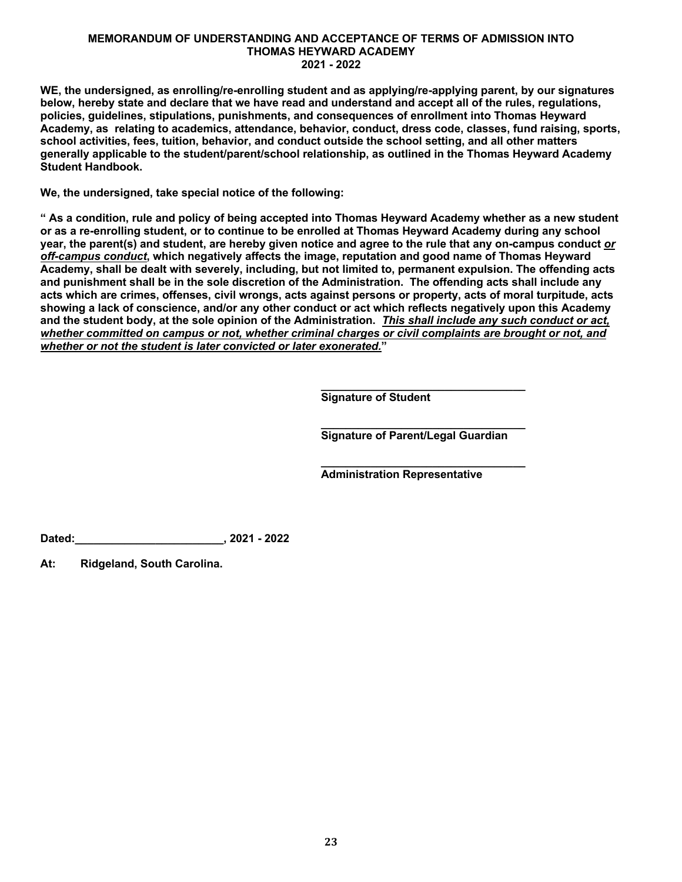# MEMORANDUM OF UNDERSTANDING AND ACCEPTANCE OF TERMS OF ADMISSION INTO THOMAS HEYWARD ACADEMY 2021 - 2022

**WE, the undersigned, as enrolling/re-enrolling student and as applying/re-applying parent, by our signatures below, hereby state and declare that we have read and understand and accept all of the rules, regulations, policies, guidelines, stipulations, punishments, and consequences of enrollment into Thomas Heyward Academy, as relating to academics, attendance, behavior, conduct, dress code, classes, fund raising, sports, school activities, fees, tuition, behavior, and conduct outside the school setting, and all other matters generally applicable to the student/parent/school relationship, as outlined in the Thomas Heyward Academy Student Handbook.**

**We, the undersigned, take special notice of the following:**

**" As a condition, rule and policy of being accepted into Thomas Heyward Academy whether as a new student or as a re-enrolling student, or to continue to be enrolled at Thomas Heyward Academy during any school year, the parent(s) and student, are hereby given notice and agree to the rule that any on-campus conduct *or off-campus conduct*, which negatively affects the image, reputation and good name of Thomas Heyward Academy, shall be dealt with severely, including, but not limited to, permanent expulsion. The offending acts and punishment shall be in the sole discretion of the Administration. The offending acts shall include any acts which are crimes, offenses, civil wrongs, acts against persons or property, acts of moral turpitude, acts showing a lack of conscience, and/or any other conduct or act which reflects negatively upon this Academy and the student body, at the sole opinion of the Administration. *This shall include any such conduct or act, whether committed on campus or not, whether criminal charges or civil complaints are brought or not, and whether or not the student is later convicted or later exonerated.*"**

\_\_\_\_\_\_\_\_\_\_\_\_\_\_\_\_\_\_\_\_\_\_\_\_\_\_\_\_\_\_\_\_\_\_
**Signature of Student**

\_\_\_\_\_\_\_\_\_\_\_\_\_\_\_\_\_\_\_\_\_\_\_\_\_\_\_\_\_\_\_\_\_\_
**Signature of Parent/Legal Guardian**

\_\_\_\_\_\_\_\_\_\_\_\_\_\_\_\_\_\_\_\_\_\_\_\_\_\_\_\_\_\_\_\_\_\_
**Administration Representative**

**Dated:\_\_\_\_\_\_\_\_\_\_\_\_\_\_\_\_\_\_\_\_\_\_\_\_, 2021 - 2022**

**At: Ridgeland, South Carolina.**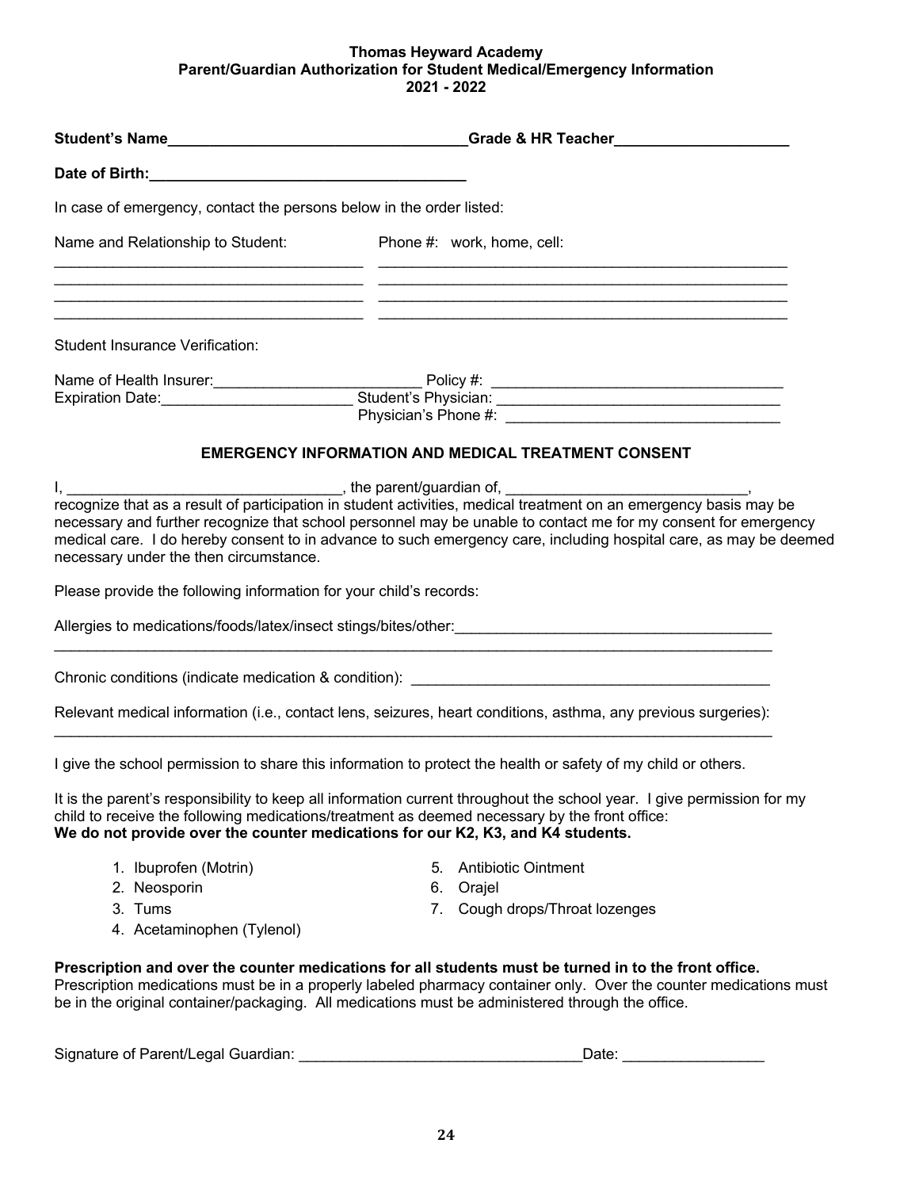**Thomas Heyward Academy**
**Parent/Guardian Authorization for Student Medical/Emergency Information**
**2021 - 2022**

**Student's Name\_\_\_\_\_\_\_\_\_\_\_\_\_\_\_\_\_\_\_\_\_\_\_\_\_\_\_\_\_\_\_\_\_\_\_\_Grade & HR Teacher\_\_\_\_\_\_\_\_\_\_\_\_\_\_\_\_\_\_\_\_**

**Date of Birth:\_\_\_\_\_\_\_\_\_\_\_\_\_\_\_\_\_\_\_\_\_\_\_\_\_\_\_\_\_\_\_\_\_\_\_\_\_\_**

In case of emergency, contact the persons below in the order listed:

| Name and Relationship to Student: | Phone #: work, home, cell: |
|---|---|
| \_\_\_\_\_\_\_\_\_\_\_\_\_\_\_\_\_\_\_\_\_\_\_\_\_\_\_\_\_\_\_\_\_\_\_\_\_ | \_\_\_\_\_\_\_\_\_\_\_\_\_\_\_\_\_\_\_\_\_\_\_\_\_\_\_\_\_\_\_\_\_\_\_\_\_\_\_\_\_\_\_\_\_\_\_\_\_\_ |
| \_\_\_\_\_\_\_\_\_\_\_\_\_\_\_\_\_\_\_\_\_\_\_\_\_\_\_\_\_\_\_\_\_\_\_\_\_ | \_\_\_\_\_\_\_\_\_\_\_\_\_\_\_\_\_\_\_\_\_\_\_\_\_\_\_\_\_\_\_\_\_\_\_\_\_\_\_\_\_\_\_\_\_\_\_\_\_\_ |
| \_\_\_\_\_\_\_\_\_\_\_\_\_\_\_\_\_\_\_\_\_\_\_\_\_\_\_\_\_\_\_\_\_\_\_\_\_ | \_\_\_\_\_\_\_\_\_\_\_\_\_\_\_\_\_\_\_\_\_\_\_\_\_\_\_\_\_\_\_\_\_\_\_\_\_\_\_\_\_\_\_\_\_\_\_\_\_\_ |
| \_\_\_\_\_\_\_\_\_\_\_\_\_\_\_\_\_\_\_\_\_\_\_\_\_\_\_\_\_\_\_\_\_\_\_\_\_ | \_\_\_\_\_\_\_\_\_\_\_\_\_\_\_\_\_\_\_\_\_\_\_\_\_\_\_\_\_\_\_\_\_\_\_\_\_\_\_\_\_\_\_\_\_\_\_\_\_\_ |

Student Insurance Verification:

Name of Health Insurer:\_\_\_\_\_\_\_\_\_\_\_\_\_\_\_\_\_\_\_\_\_\_\_\_\_ Policy #: \_\_\_\_\_\_\_\_\_\_\_\_\_\_\_\_\_\_\_\_\_\_\_\_\_\_\_\_\_\_\_\_\_\_\_
Expiration Date:\_\_\_\_\_\_\_\_\_\_\_\_\_\_\_\_\_\_\_\_\_\_\_ Student's Physician: \_\_\_\_\_\_\_\_\_\_\_\_\_\_\_\_\_\_\_\_\_\_\_\_\_\_\_\_\_\_\_\_\_\_
Physician's Phone #: \_\_\_\_\_\_\_\_\_\_\_\_\_\_\_\_\_\_\_\_\_\_\_\_\_\_\_\_\_\_\_\_\_\_

## EMERGENCY INFORMATION AND MEDICAL TREATMENT CONSENT

I, \_\_\_\_\_\_\_\_\_\_\_\_\_\_\_\_\_\_\_\_\_\_\_\_\_\_\_\_\_\_\_\_\_, the parent/guardian of, \_\_\_\_\_\_\_\_\_\_\_\_\_\_\_\_\_\_\_\_\_\_\_\_\_\_\_\_\_\_, recognize that as a result of participation in student activities, medical treatment on an emergency basis may be necessary and further recognize that school personnel may be unable to contact me for my consent for emergency medical care. I do hereby consent to in advance to such emergency care, including hospital care, as may be deemed necessary under the then circumstance.

Please provide the following information for your child's records:

Allergies to medications/foods/latex/insect stings/bites/other:\_\_\_\_\_\_\_\_\_\_\_\_\_\_\_\_\_\_\_\_\_\_\_\_\_\_\_\_\_\_\_\_\_\_\_\_\_\_\_
\_\_\_\_\_\_\_\_\_\_\_\_\_\_\_\_\_\_\_\_\_\_\_\_\_\_\_\_\_\_\_\_\_\_\_\_\_\_\_\_\_\_\_\_\_\_\_\_\_\_\_\_\_\_\_\_\_\_\_\_\_\_\_\_\_\_\_\_\_\_\_\_\_\_\_\_\_\_\_\_\_\_\_\_\_\_\_\_\_\_\_\_\_

Chronic conditions (indicate medication & condition): \_\_\_\_\_\_\_\_\_\_\_\_\_\_\_\_\_\_\_\_\_\_\_\_\_\_\_\_\_\_\_\_\_\_\_\_\_\_\_\_\_\_\_

Relevant medical information (i.e., contact lens, seizures, heart conditions, asthma, any previous surgeries):
\_\_\_\_\_\_\_\_\_\_\_\_\_\_\_\_\_\_\_\_\_\_\_\_\_\_\_\_\_\_\_\_\_\_\_\_\_\_\_\_\_\_\_\_\_\_\_\_\_\_\_\_\_\_\_\_\_\_\_\_\_\_\_\_\_\_\_\_\_\_\_\_\_\_\_\_\_\_\_\_\_\_\_\_\_\_\_\_\_\_\_\_\_

I give the school permission to share this information to protect the health or safety of my child or others.

It is the parent's responsibility to keep all information current throughout the school year. I give permission for my child to receive the following medications/treatment as deemed necessary by the front office:
**We do not provide over the counter medications for our K2, K3, and K4 students.**

1. Ibuprofen (Motrin)
2. Neosporin
3. Tums
4. Acetaminophen (Tylenol)
5. Antibiotic Ointment
6. Orajel
7. Cough drops/Throat lozenges

**Prescription and over the counter medications for all students must be turned in to the front office.**
Prescription medications must be in a properly labeled pharmacy container only. Over the counter medications must be in the original container/packaging. All medications must be administered through the office.

Signature of Parent/Legal Guardian: \_\_\_\_\_\_\_\_\_\_\_\_\_\_\_\_\_\_\_\_\_\_\_\_\_\_\_\_\_\_\_\_\_\_Date: \_\_\_\_\_\_\_\_\_\_\_\_\_\_\_\_\_